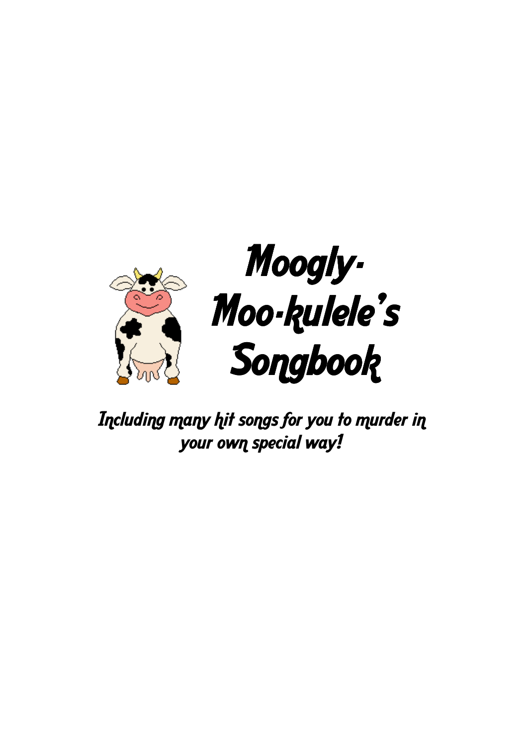# Moogly-Moo-kulele's Songbook

*Including many hit songs for you to murder in your own special way!*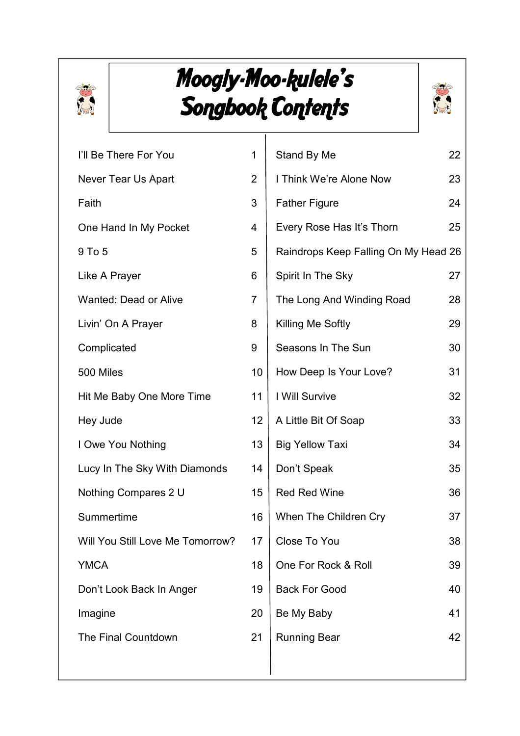# Moogly-Moo-kulele's Songbook Contents

| Song | Page |
| --- | --- |
| I'll Be There For You | 1 |
| Never Tear Us Apart | 2 |
| Faith | 3 |
| One Hand In My Pocket | 4 |
| 9 To 5 | 5 |
| Like A Prayer | 6 |
| Wanted: Dead or Alive | 7 |
| Livin' On A Prayer | 8 |
| Complicated | 9 |
| 500 Miles | 10 |
| Hit Me Baby One More Time | 11 |
| Hey Jude | 12 |
| I Owe You Nothing | 13 |
| Lucy In The Sky With Diamonds | 14 |
| Nothing Compares 2 U | 15 |
| Summertime | 16 |
| Will You Still Love Me Tomorrow? | 17 |
| YMCA | 18 |
| Don't Look Back In Anger | 19 |
| Imagine | 20 |
| The Final Countdown | 21 |
| Stand By Me | 22 |
| I Think We're Alone Now | 23 |
| Father Figure | 24 |
| Every Rose Has It's Thorn | 25 |
| Raindrops Keep Falling On My Head | 26 |
| Spirit In The Sky | 27 |
| The Long And Winding Road | 28 |
| Killing Me Softly | 29 |
| Seasons In The Sun | 30 |
| How Deep Is Your Love? | 31 |
| I Will Survive | 32 |
| A Little Bit Of Soap | 33 |
| Big Yellow Taxi | 34 |
| Don't Speak | 35 |
| Red Red Wine | 36 |
| When The Children Cry | 37 |
| Close To You | 38 |
| One For Rock & Roll | 39 |
| Back For Good | 40 |
| Be My Baby | 41 |
| Running Bear | 42 |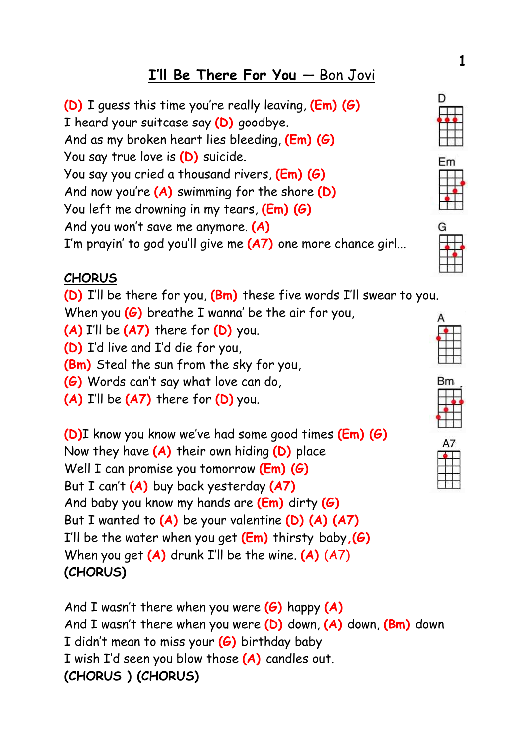# I'll Be There For You — Bon Jovi

(D) I guess this time you're really leaving, (Em) (G)
I heard your suitcase say (D) goodbye.
And as my broken heart lies bleeding, (Em) (G)
You say true love is (D) suicide.
You say you cried a thousand rivers, (Em) (G)
And now you're (A) swimming for the shore (D)
You left me drowning in my tears, (Em) (G)
And you won't save me anymore. (A)
I'm prayin' to god you'll give me (A7) one more chance girl...

**CHORUS**
(D) I'll be there for you, (Bm) these five words I'll swear to you.
When you (G) breathe I wanna' be the air for you,
(A) I'll be (A7) there for (D) you.
(D) I'd live and I'd die for you,
(Bm) Steal the sun from the sky for you,
(G) Words can't say what love can do,
(A) I'll be (A7) there for (D) you.

(D)I know you know we've had some good times (Em) (G)
Now they have (A) their own hiding (D) place
Well I can promise you tomorrow (Em) (G)
But I can't (A) buy back yesterday (A7)
And baby you know my hands are (Em) dirty (G)
But I wanted to (A) be your valentine (D) (A) (A7)
I'll be the water when you get (Em) thirsty baby,(G)
When you get (A) drunk I'll be the wine. (A) (A7)
**(CHORUS)**

And I wasn't there when you were (G) happy (A)
And I wasn't there when you were (D) down, (A) down, (Bm) down
I didn't mean to miss your (G) birthday baby
I wish I'd seen you blow those (A) candles out.
**(CHORUS ) (CHORUS)**

D

Em

G

A

Bm

A7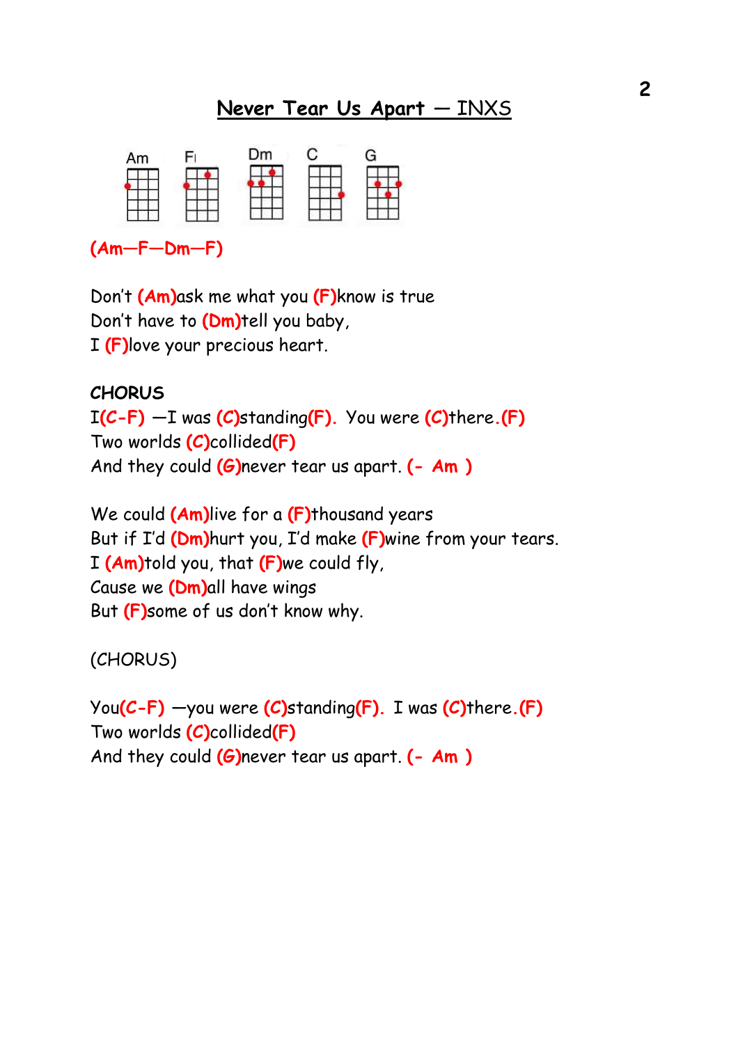# Never Tear Us Apart — INXS

Am F Dm C G

**(Am—F—Dm—F)**

Don't **(Am)**ask me what you **(F)**know is true
Don't have to **(Dm)**tell you baby,
I **(F)**love your precious heart.

**CHORUS**
I**(C-F)** —I was **(C)**standing**(F)**. You were **(C)**there.**(F)**
Two worlds **(C)**collided**(F)**
And they could **(G)**never tear us apart. **(- Am )**

We could **(Am)**live for a **(F)**thousand years
But if I'd **(Dm)**hurt you, I'd make **(F)**wine from your tears.
I **(Am)**told you, that **(F)**we could fly,
Cause we **(Dm)**all have wings
But **(F)**some of us don't know why.

(CHORUS)

You**(C-F)** —you were **(C)**standing**(F)**. I was **(C)**there.**(F)**
Two worlds **(C)**collided**(F)**
And they could **(G)**never tear us apart. **(- Am )**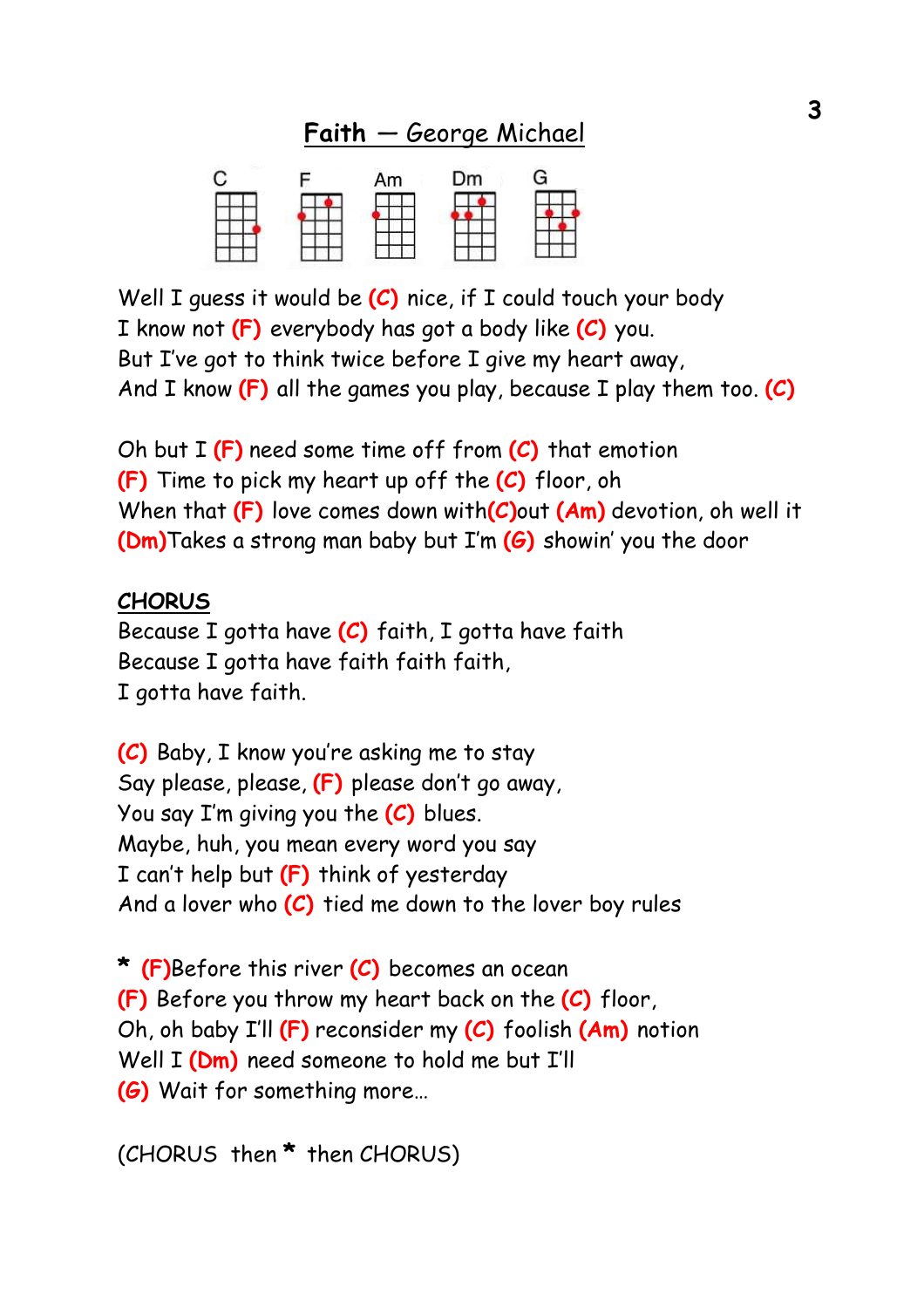# **Faith** — *George Michael*

C F Am Dm G

Well I guess it would be **(C)** nice, if I could touch your body
I know not **(F)** everybody has got a body like **(C)** you.
But I've got to think twice before I give my heart away,
And I know **(F)** all the games you play, because I play them too. **(C)**

Oh but I **(F)** need some time off from **(C)** that emotion
**(F)** Time to pick my heart up off the **(C)** floor, oh
When that **(F)** love comes down with**(C)**out **(Am)** devotion, oh well it
**(Dm)**Takes a strong man baby but I'm **(G)** showin' you the door

**CHORUS**
Because I gotta have **(C)** faith, I gotta have faith
Because I gotta have faith faith faith,
I gotta have faith.

**(C)** Baby, I know you're asking me to stay
Say please, please, **(F)** please don't go away,
You say I'm giving you the **(C)** blues.
Maybe, huh, you mean every word you say
I can't help but **(F)** think of yesterday
And a lover who **(C)** tied me down to the lover boy rules

* **(F)**Before this river **(C)** becomes an ocean
**(F)** Before you throw my heart back on the **(C)** floor,
Oh, oh baby I'll **(F)** reconsider my **(C)** foolish **(Am)** notion
Well I **(Dm)** need someone to hold me but I'll
**(G)** Wait for something more…

(CHORUS then * then CHORUS)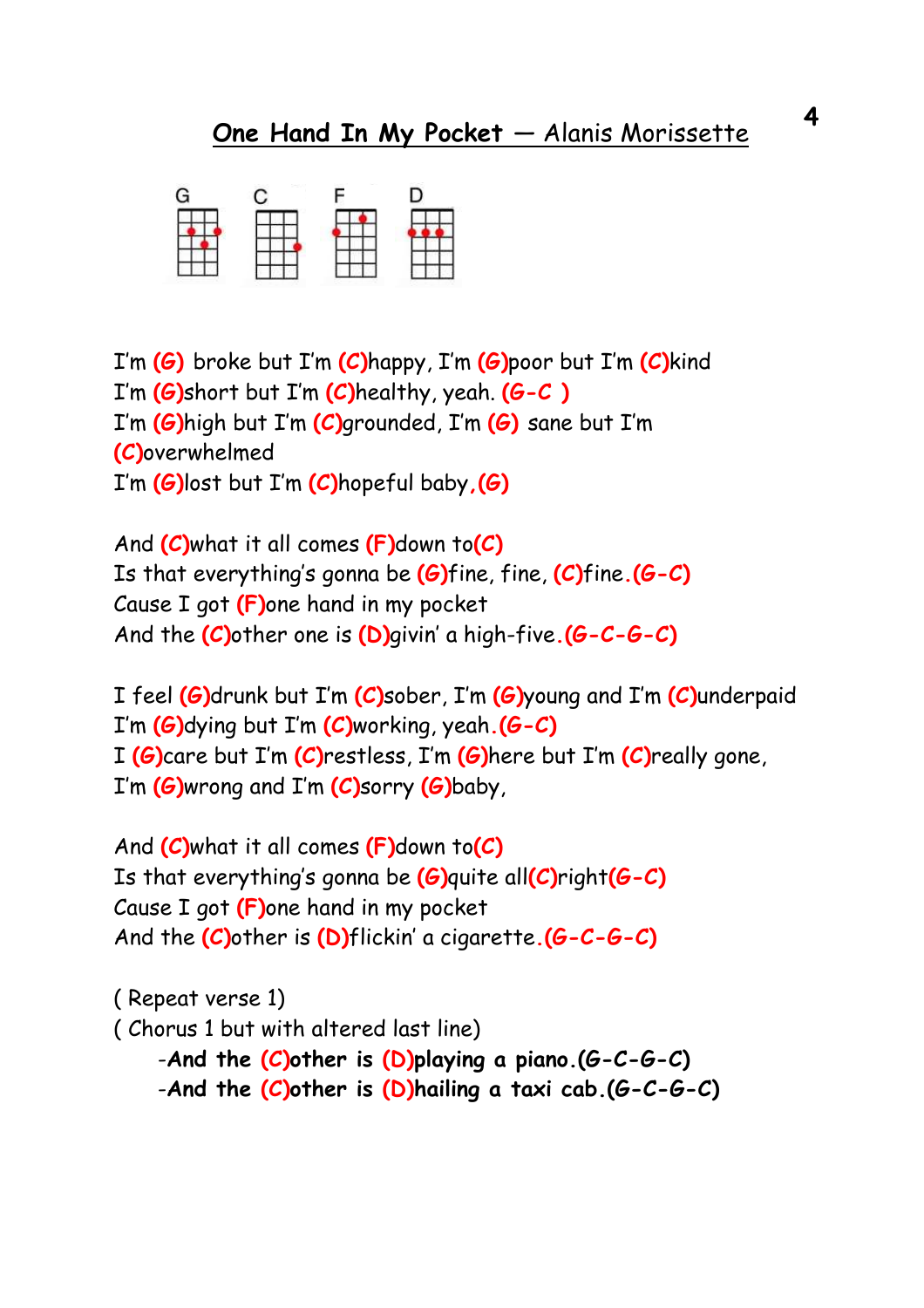# One Hand In My Pocket — Alanis Morissette

G C F D

I'm (G) broke but I'm (C)happy, I'm (G)poor but I'm (C)kind
I'm (G)short but I'm (C)healthy, yeah. (G-C )
I'm (G)high but I'm (C)grounded, I'm (G) sane but I'm (C)overwhelmed
I'm (G)lost but I'm (C)hopeful baby,(G)

And (C)what it all comes (F)down to(C)
Is that everything's gonna be (G)fine, fine, (C)fine.(G-C)
Cause I got (F)one hand in my pocket
And the (C)other one is (D)givin' a high-five.(G-C-G-C)

I feel (G)drunk but I'm (C)sober, I'm (G)young and I'm (C)underpaid
I'm (G)dying but I'm (C)working, yeah.(G-C)
I (G)care but I'm (C)restless, I'm (G)here but I'm (C)really gone,
I'm (G)wrong and I'm (C)sorry (G)baby,

And (C)what it all comes (F)down to(C)
Is that everything's gonna be (G)quite all(C)right(G-C)
Cause I got (F)one hand in my pocket
And the (C)other is (D)flickin' a cigarette.(G-C-G-C)

( Repeat verse 1)
( Chorus 1 but with altered last line)

- **And the (C)other is (D)playing a piano.(G-C-G-C)**
- **And the (C)other is (D)hailing a taxi cab.(G-C-G-C)**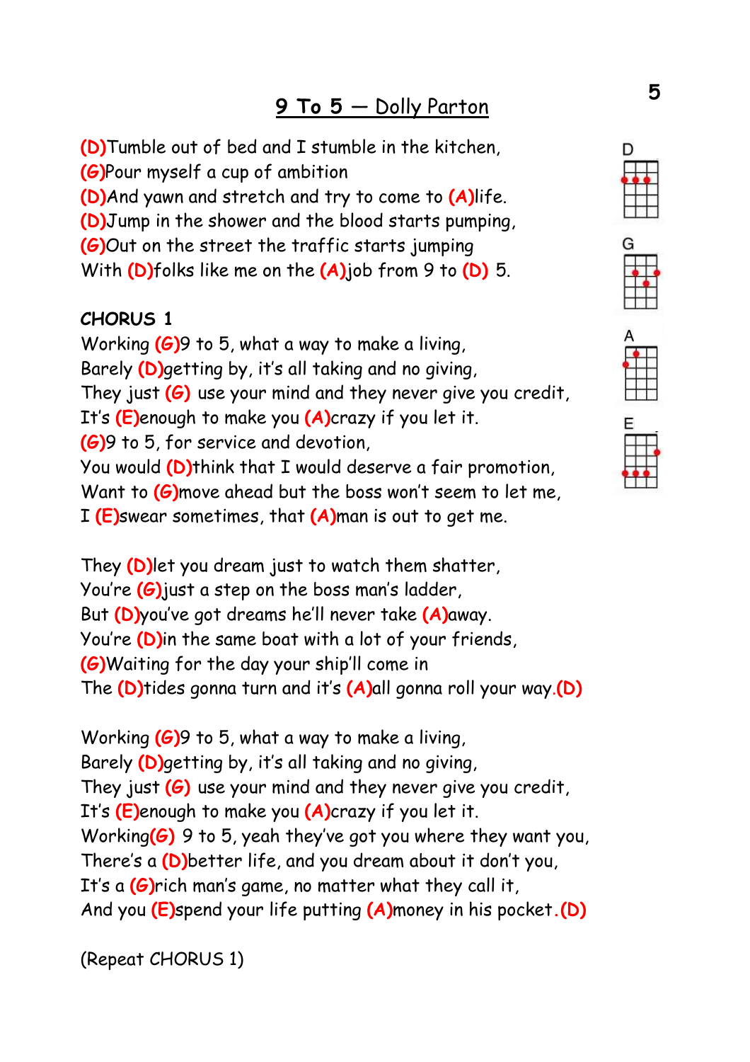# 9 To 5 — Dolly Parton

(D)Tumble out of bed and I stumble in the kitchen,
(G)Pour myself a cup of ambition
(D)And yawn and stretch and try to come to (A)life.
(D)Jump in the shower and the blood starts pumping,
(G)Out on the street the traffic starts jumping
With (D)folks like me on the (A)job from 9 to (D) 5.

**CHORUS 1**

Working (G)9 to 5, what a way to make a living,
Barely (D)getting by, it's all taking and no giving,
They just (G) use your mind and they never give you credit,
It's (E)enough to make you (A)crazy if you let it.
(G)9 to 5, for service and devotion,
You would (D)think that I would deserve a fair promotion,
Want to (G)move ahead but the boss won't seem to let me,
I (E)swear sometimes, that (A)man is out to get me.

They (D)let you dream just to watch them shatter,
You're (G)just a step on the boss man's ladder,
But (D)you've got dreams he'll never take (A)away.
You're (D)in the same boat with a lot of your friends,
(G)Waiting for the day your ship'll come in
The (D)tides gonna turn and it's (A)all gonna roll your way.(D)

Working (G)9 to 5, what a way to make a living,
Barely (D)getting by, it's all taking and no giving,
They just (G) use your mind and they never give you credit,
It's (E)enough to make you (A)crazy if you let it.
Working(G) 9 to 5, yeah they've got you where they want you,
There's a (D)better life, and you dream about it don't you,
It's a (G)rich man's game, no matter what they call it,
And you (E)spend your life putting (A)money in his pocket.(D)

(Repeat CHORUS 1)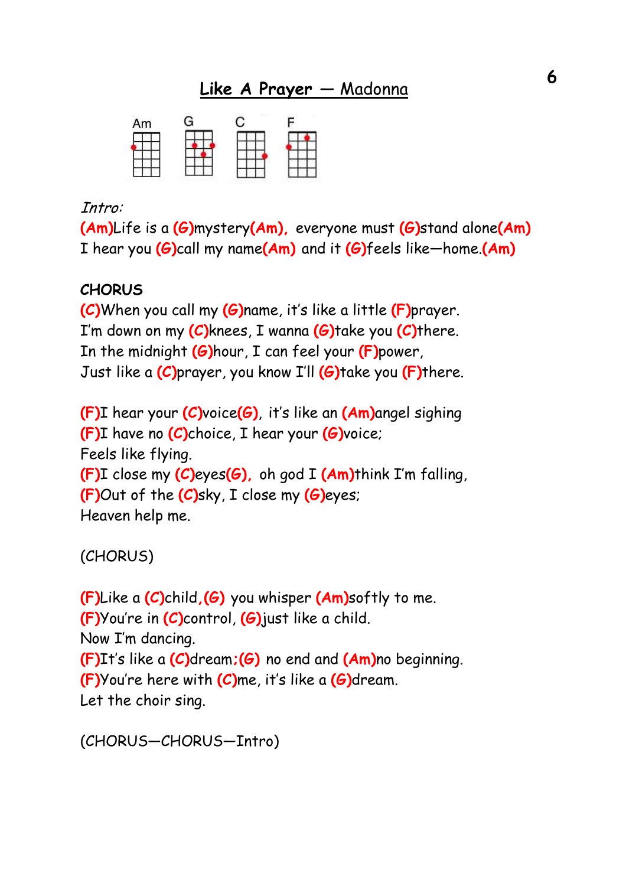# Like A Prayer — Madonna

Am G C F

*Intro:*

(Am)Life is a (G)mystery(Am), everyone must (G)stand alone(Am)
I hear you (G)call my name(Am) and it (G)feels like—home.(Am)

**CHORUS**

(C)When you call my (G)name, it's like a little (F)prayer.
I'm down on my (C)knees, I wanna (G)take you (C)there.
In the midnight (G)hour, I can feel your (F)power,
Just like a (C)prayer, you know I'll (G)take you (F)there.

(F)I hear your (C)voice(G), it's like an (Am)angel sighing
(F)I have no (C)choice, I hear your (G)voice;
Feels like flying.
(F)I close my (C)eyes(G), oh god I (Am)think I'm falling,
(F)Out of the (C)sky, I close my (G)eyes;
Heaven help me.

(CHORUS)

(F)Like a (C)child,(G) you whisper (Am)softly to me.
(F)You're in (C)control, (G)just like a child.
Now I'm dancing.
(F)It's like a (C)dream;(G) no end and (Am)no beginning.
(F)You're here with (C)me, it's like a (G)dream.
Let the choir sing.

(CHORUS—CHORUS—Intro)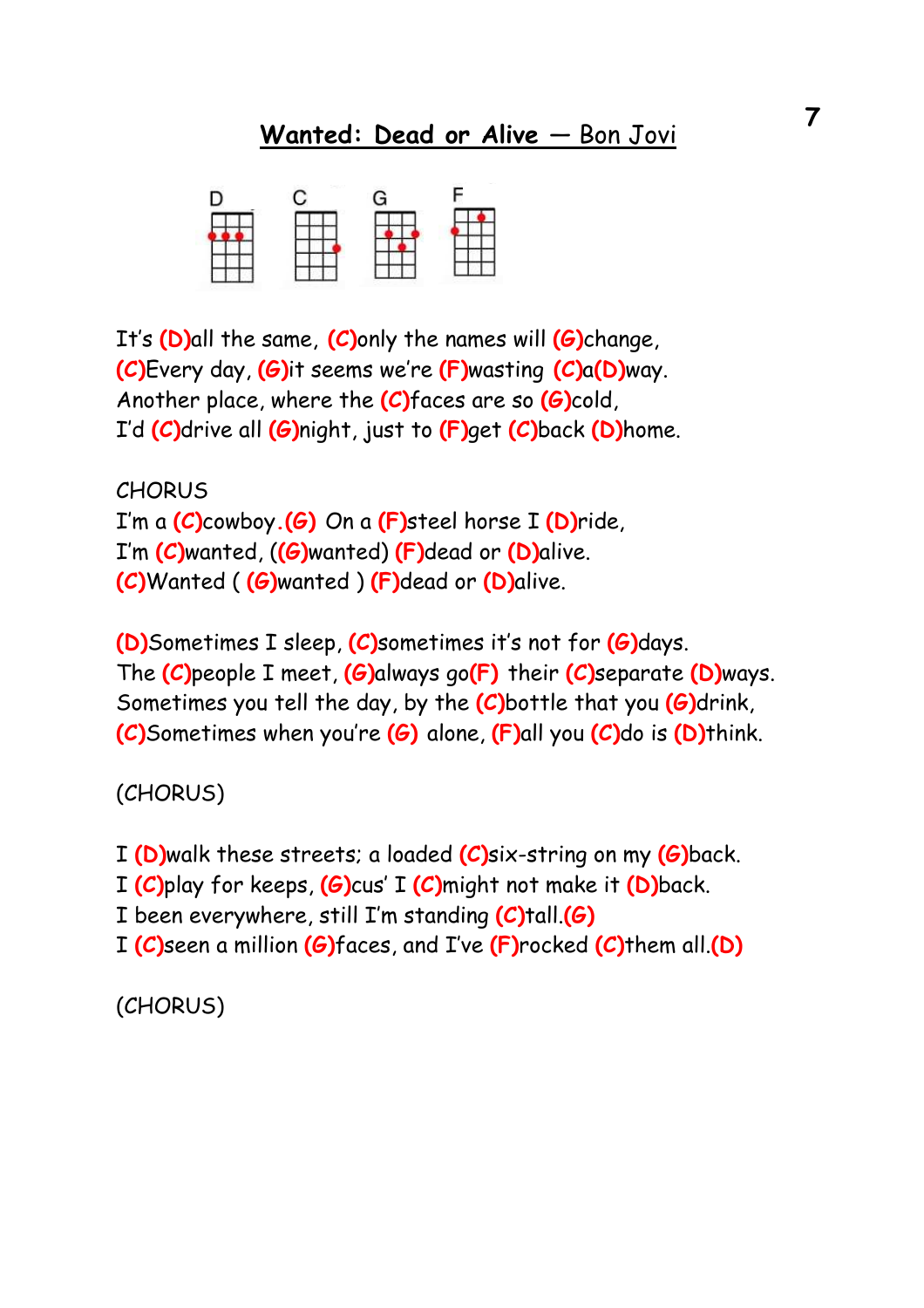# Wanted: Dead or Alive — Bon Jovi

D C G F

It's (D)all the same, (C)only the names will (G)change,
(C)Every day, (G)it seems we're (F)wasting (C)a(D)way.
Another place, where the (C)faces are so (G)cold,
I'd (C)drive all (G)night, just to (F)get (C)back (D)home.

CHORUS
I'm a (C)cowboy.(G) On a (F)steel horse I (D)ride,
I'm (C)wanted, ((G)wanted) (F)dead or (D)alive.
(C)Wanted ( (G)wanted ) (F)dead or (D)alive.

(D)Sometimes I sleep, (C)sometimes it's not for (G)days.
The (C)people I meet, (G)always go(F) their (C)separate (D)ways.
Sometimes you tell the day, by the (C)bottle that you (G)drink,
(C)Sometimes when you're (G) alone, (F)all you (C)do is (D)think.

(CHORUS)

I (D)walk these streets; a loaded (C)six-string on my (G)back.
I (C)play for keeps, (G)cus' I (C)might not make it (D)back.
I been everywhere, still I'm standing (C)tall.(G)
I (C)seen a million (G)faces, and I've (F)rocked (C)them all.(D)

(CHORUS)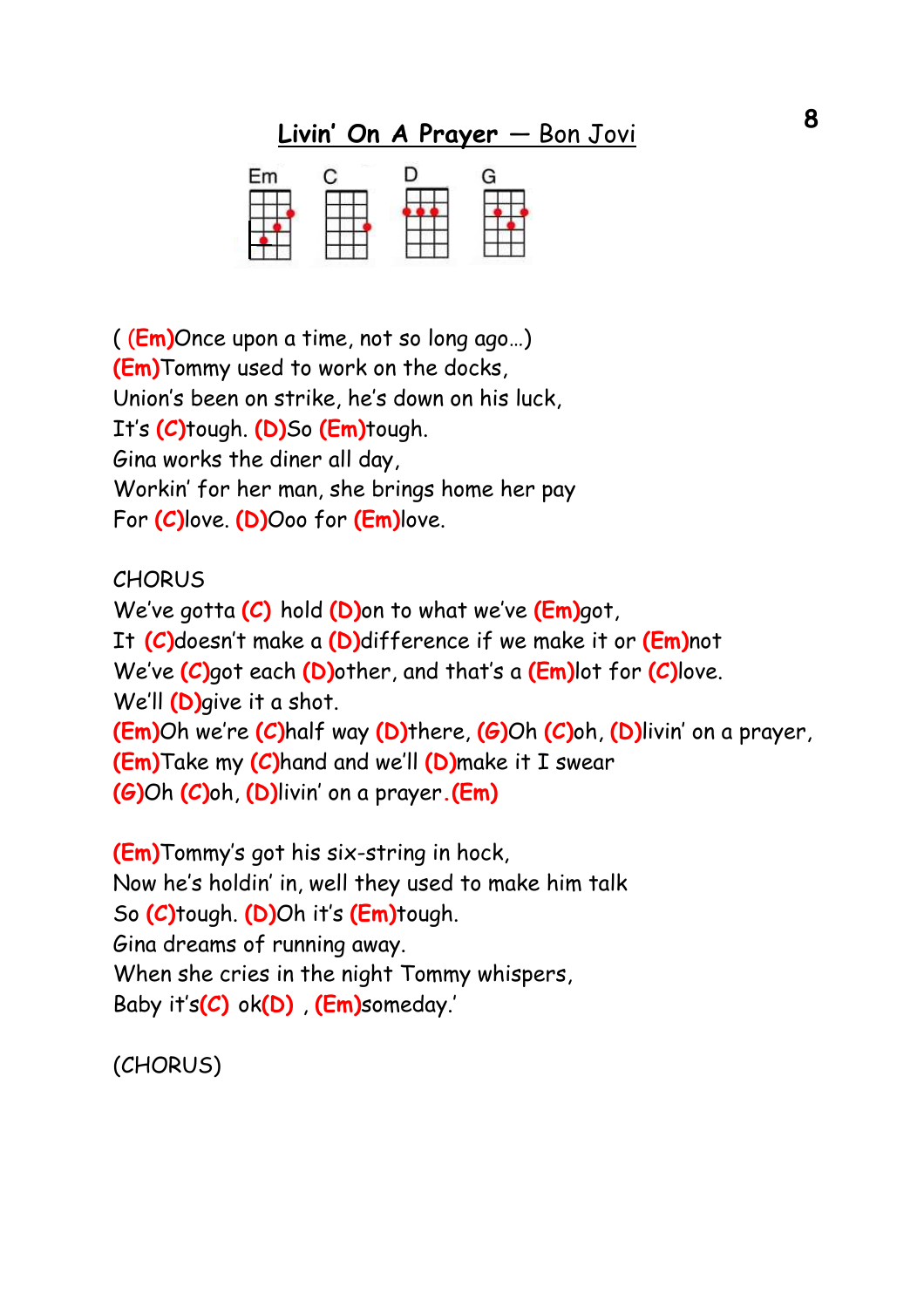# **Livin' On A Prayer** — Bon Jovi

Em C D G

( **(Em)**Once upon a time, not so long ago…)
**(Em)**Tommy used to work on the docks,
Union's been on strike, he's down on his luck,
It's **(C)**tough. **(D)**So **(Em)**tough.
Gina works the diner all day,
Workin' for her man, she brings home her pay
For **(C)**love. **(D)**Ooo for **(Em)**love.

CHORUS
We've gotta **(C)** hold **(D)**on to what we've **(Em)**got,
It **(C)**doesn't make a **(D)**difference if we make it or **(Em)**not
We've **(C)**got each **(D)**other, and that's a **(Em)**lot for **(C)**love.
We'll **(D)**give it a shot.
**(Em)**Oh we're **(C)**half way **(D)**there, **(G)**Oh **(C)**oh, **(D)**livin' on a prayer,
**(Em)**Take my **(C)**hand and we'll **(D)**make it I swear
**(G)**Oh **(C)**oh, **(D)**livin' on a prayer.**(Em)**

**(Em)**Tommy's got his six-string in hock,
Now he's holdin' in, well they used to make him talk
So **(C)**tough. **(D)**Oh it's **(Em)**tough.
Gina dreams of running away.
When she cries in the night Tommy whispers,
Baby it's**(C)** ok**(D)** , **(Em)**someday.'

(CHORUS)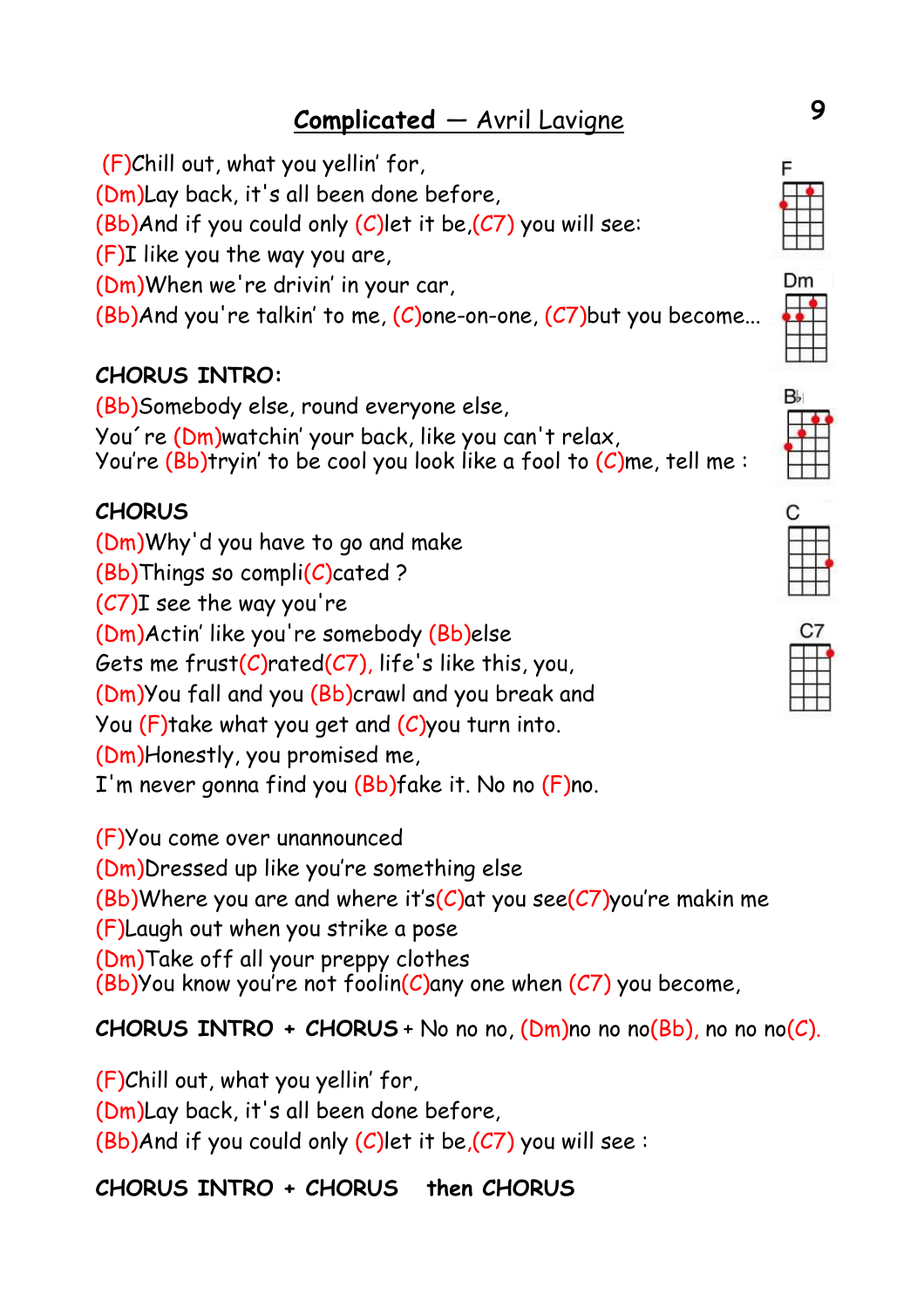# **Complicated** — Avril Lavigne

(F)Chill out, what you yellin' for,
(Dm)Lay back, it's all been done before,
(Bb)And if you could only (C)let it be,(C7) you will see:
(F)I like you the way you are,
(Dm)When we're drivin' in your car,
(Bb)And you're talkin' to me, (C)one-on-one, (C7)but you become...

**CHORUS INTRO:**
(Bb)Somebody else, round everyone else,
You´re (Dm)watchin' your back, like you can't relax,
You're (Bb)tryin' to be cool you look like a fool to (C)me, tell me :

**CHORUS**
(Dm)Why'd you have to go and make
(Bb)Things so compli(C)cated ?
(C7)I see the way you're
(Dm)Actin' like you're somebody (Bb)else
Gets me frust(C)rated(C7), life's like this, you,
(Dm)You fall and you (Bb)crawl and you break and
You (F)take what you get and (C)you turn into.
(Dm)Honestly, you promised me,
I'm never gonna find you (Bb)fake it. No no (F)no.

(F)You come over unannounced
(Dm)Dressed up like you're something else
(Bb)Where you are and where it's(C)at you see(C7)you're makin me
(F)Laugh out when you strike a pose
(Dm)Take off all your preppy clothes
(Bb)You know you're not foolin(C)any one when (C7) you become,

**CHORUS INTRO + CHORUS** + No no no, (Dm)no no no(Bb), no no no(C).

(F)Chill out, what you yellin' for,
(Dm)Lay back, it's all been done before,
(Bb)And if you could only (C)let it be,(C7) you will see :

**CHORUS INTRO + CHORUS then CHORUS**

F

Dm

Bb

C

C7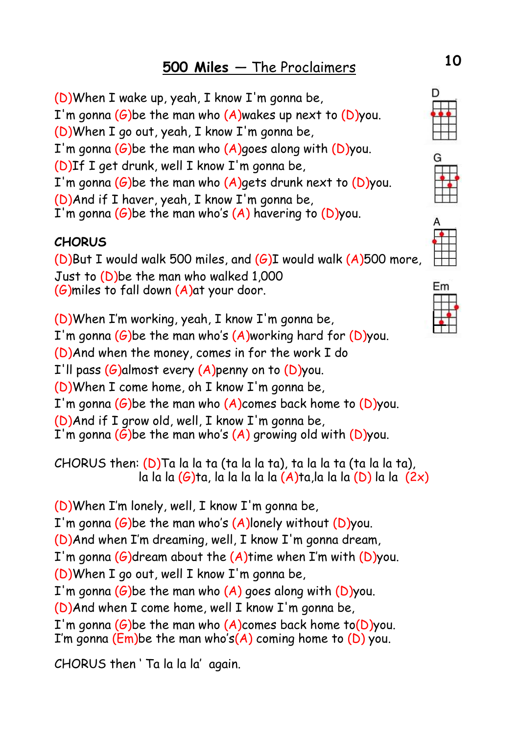# 500 Miles — The Proclaimers

(D)When I wake up, yeah, I know I'm gonna be,
I'm gonna (G)be the man who (A)wakes up next to (D)you.
(D)When I go out, yeah, I know I'm gonna be,
I'm gonna (G)be the man who (A)goes along with (D)you.
(D)If I get drunk, well I know I'm gonna be,
I'm gonna (G)be the man who (A)gets drunk next to (D)you.
(D)And if I haver, yeah, I know I'm gonna be,
I'm gonna (G)be the man who's (A) havering to (D)you.

**CHORUS**
(D)But I would walk 500 miles, and (G)I would walk (A)500 more,
Just to (D)be the man who walked 1,000
(G)miles to fall down (A)at your door.

(D)When I'm working, yeah, I know I'm gonna be,
I'm gonna (G)be the man who's (A)working hard for (D)you.
(D)And when the money, comes in for the work I do
I'll pass (G)almost every (A)penny on to (D)you.
(D)When I come home, oh I know I'm gonna be,
I'm gonna (G)be the man who (A)comes back home to (D)you.
(D)And if I grow old, well, I know I'm gonna be,
I'm gonna (G)be the man who's (A) growing old with (D)you.

CHORUS then: (D)Ta la la ta (ta la la ta), ta la la ta (ta la la ta),
la la la (G)ta, la la la la la (A)ta,la la la (D) la la (2x)

(D)When I'm lonely, well, I know I'm gonna be,
I'm gonna (G)be the man who's (A)lonely without (D)you.
(D)And when I'm dreaming, well, I know I'm gonna dream,
I'm gonna (G)dream about the (A)time when I'm with (D)you.
(D)When I go out, well I know I'm gonna be,
I'm gonna (G)be the man who (A) goes along with (D)you.
(D)And when I come home, well I know I'm gonna be,
I'm gonna (G)be the man who (A)comes back home to(D)you.
I'm gonna (Em)be the man who's(A) coming home to (D) you.

CHORUS then ' Ta la la la' again.

D G A Em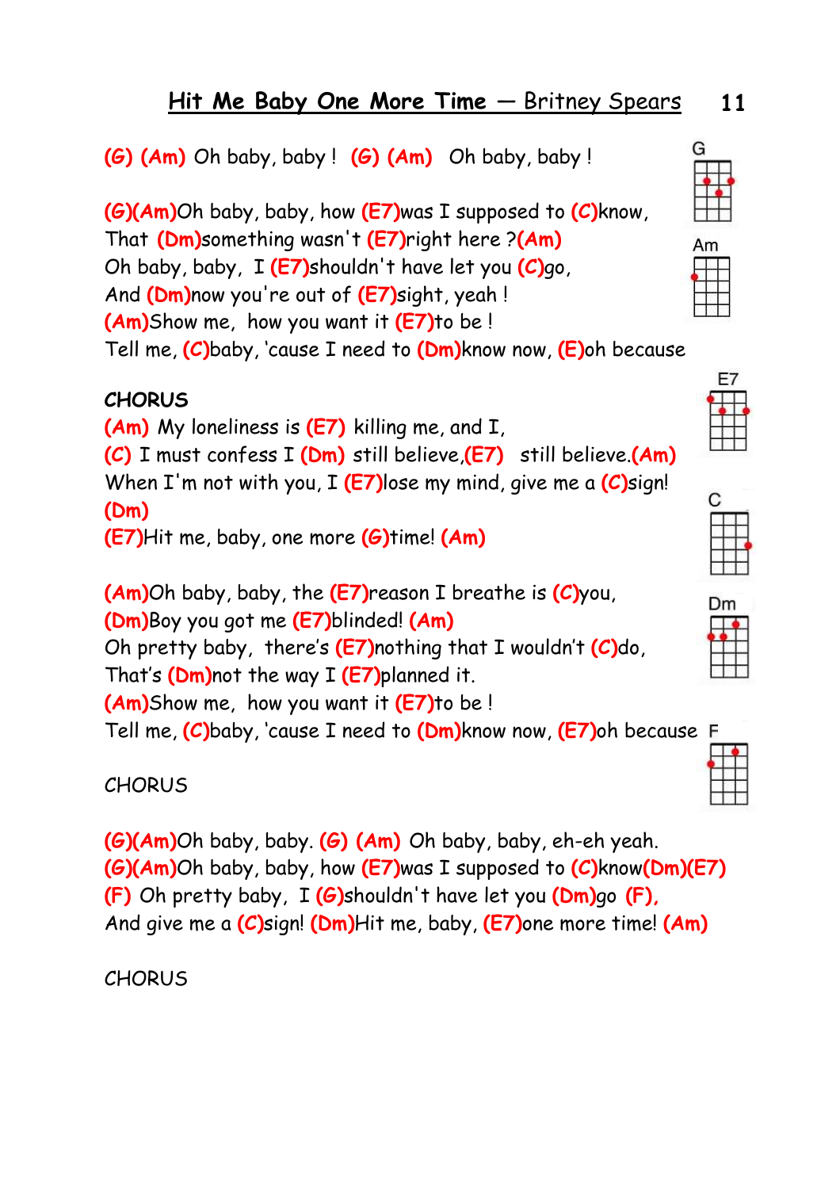## Hit Me Baby One More Time — Britney Spears

(G) (Am) Oh baby, baby ! (G) (Am) Oh baby, baby !

(G)(Am)Oh baby, baby, how (E7)was I supposed to (C)know,
That (Dm)something wasn't (E7)right here ?(Am)
Oh baby, baby, I (E7)shouldn't have let you (C)go,
And (Dm)now you're out of (E7)sight, yeah !
(Am)Show me, how you want it (E7)to be !
Tell me, (C)baby, 'cause I need to (Dm)know now, (E)oh because

**CHORUS**
(Am) My loneliness is (E7) killing me, and I,
(C) I must confess I (Dm) still believe,(E7) still believe.(Am)
When I'm not with you, I (E7)lose my mind, give me a (C)sign!
(Dm)
(E7)Hit me, baby, one more (G)time! (Am)

(Am)Oh baby, baby, the (E7)reason I breathe is (C)you,
(Dm)Boy you got me (E7)blinded! (Am)
Oh pretty baby, there's (E7)nothing that I wouldn't (C)do,
That's (Dm)not the way I (E7)planned it.
(Am)Show me, how you want it (E7)to be !
Tell me, (C)baby, 'cause I need to (Dm)know now, (E7)oh because

CHORUS

(G)(Am)Oh baby, baby. (G) (Am) Oh baby, baby, eh-eh yeah.
(G)(Am)Oh baby, baby, how (E7)was I supposed to (C)know(Dm)(E7)
(F) Oh pretty baby, I (G)shouldn't have let you (Dm)go (F),
And give me a (C)sign! (Dm)Hit me, baby, (E7)one more time! (Am)

CHORUS

G

Am

E7

C

Dm

F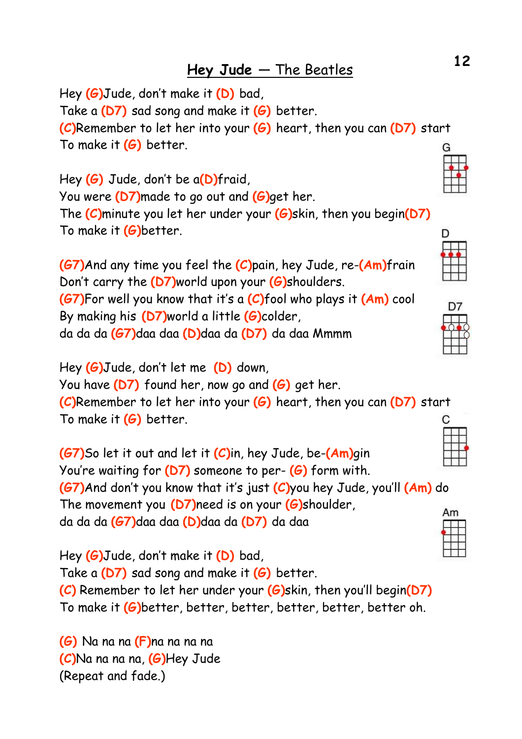# Hey Jude — The Beatles

Hey (G)Jude, don't make it (D) bad,
Take a (D7) sad song and make it (G) better.
(C)Remember to let her into your (G) heart, then you can (D7) start
To make it (G) better.

Hey (G) Jude, don't be a(D)fraid,
You were (D7)made to go out and (G)get her.
The (C)minute you let her under your (G)skin, then you begin(D7)
To make it (G)better.

(G7)And any time you feel the (C)pain, hey Jude, re-(Am)frain
Don't carry the (D7)world upon your (G)shoulders.
(G7)For well you know that it's a (C)fool who plays it (Am) cool
By making his (D7)world a little (G)colder,
da da da (G7)daa daa (D)daa da (D7) da daa Mmmm

Hey (G)Jude, don't let me (D) down,
You have (D7) found her, now go and (G) get her.
(C)Remember to let her into your (G) heart, then you can (D7) start
To make it (G) better.

(G7)So let it out and let it (C)in, hey Jude, be-(Am)gin
You're waiting for (D7) someone to per- (G) form with.
(G7)And don't you know that it's just (C)you hey Jude, you'll (Am) do
The movement you (D7)need is on your (G)shoulder,
da da da (G7)daa daa (D)daa da (D7) da daa

Hey (G)Jude, don't make it (D) bad,
Take a (D7) sad song and make it (G) better.
(C) Remember to let her under your (G)skin, then you'll begin(D7)
To make it (G)better, better, better, better, better, better oh.

(G) Na na na (F)na na na na
(C)Na na na na, (G)Hey Jude
(Repeat and fade.)

G

D

D7

C

Am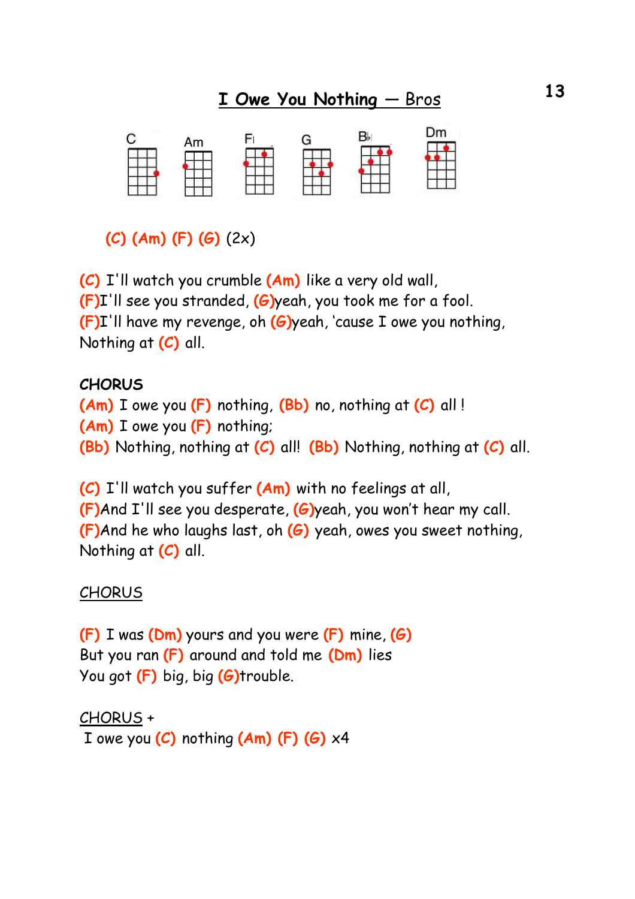# I Owe You Nothing — Bros

C Am F G Bb Dm

(C) (Am) (F) (G) (2x)

(C) I'll watch you crumble (Am) like a very old wall,
(F)I'll see you stranded, (G)yeah, you took me for a fool.
(F)I'll have my revenge, oh (G)yeah, 'cause I owe you nothing,
Nothing at (C) all.

**CHORUS**
(Am) I owe you (F) nothing, (Bb) no, nothing at (C) all !
(Am) I owe you (F) nothing;
(Bb) Nothing, nothing at (C) all! (Bb) Nothing, nothing at (C) all.

(C) I'll watch you suffer (Am) with no feelings at all,
(F)And I'll see you desperate, (G)yeah, you won't hear my call.
(F)And he who laughs last, oh (G) yeah, owes you sweet nothing,
Nothing at (C) all.

CHORUS

(F) I was (Dm) yours and you were (F) mine, (G)
But you ran (F) around and told me (Dm) lies
You got (F) big, big (G)trouble.

CHORUS +
I owe you (C) nothing (Am) (F) (G) x4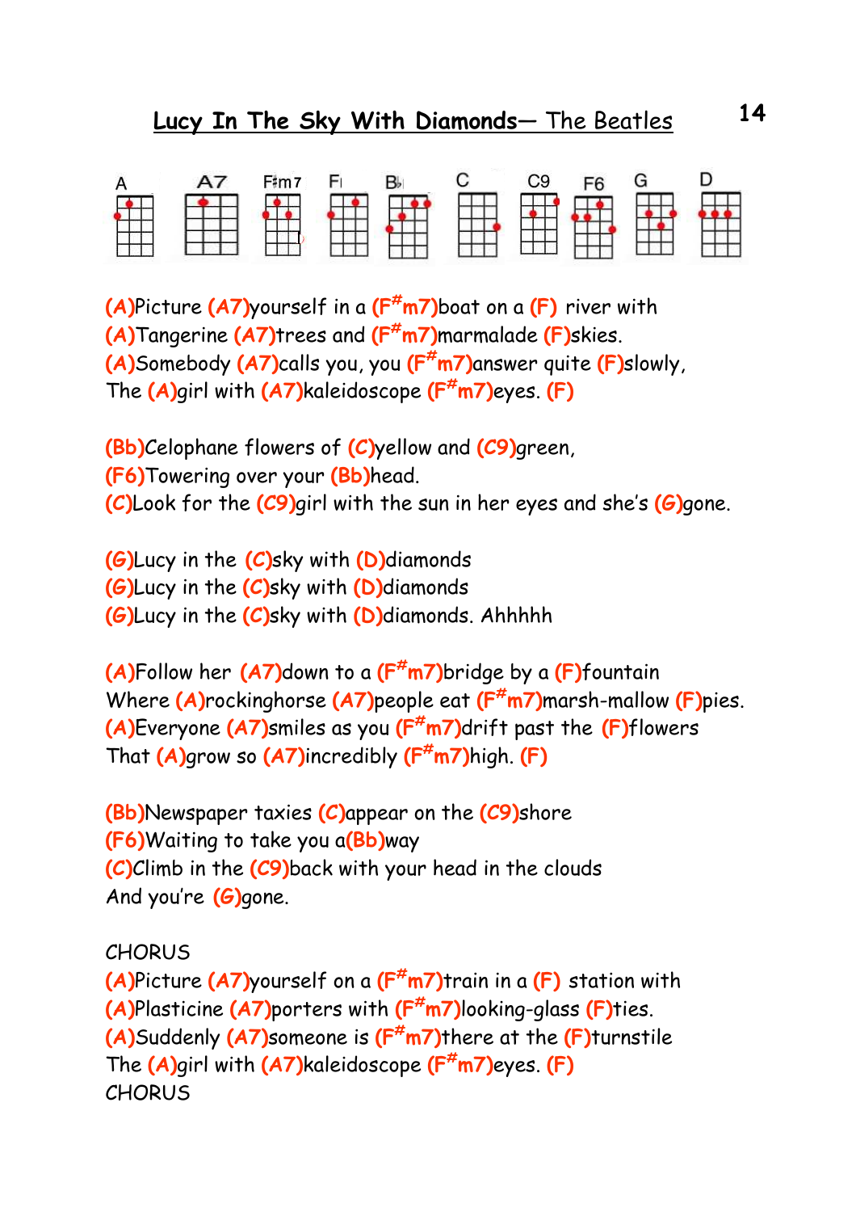# Lucy In The Sky With Diamonds— The Beatles

A A7 F#m7 F Bb C C9 F6 G D

(A)Picture (A7)yourself in a (F#m7)boat on a (F) river with
(A)Tangerine (A7)trees and (F#m7)marmalade (F)skies.
(A)Somebody (A7)calls you, you (F#m7)answer quite (F)slowly,
The (A)girl with (A7)kaleidoscope (F#m7)eyes. (F)

(Bb)Celophane flowers of (C)yellow and (C9)green,
(F6)Towering over your (Bb)head.
(C)Look for the (C9)girl with the sun in her eyes and she's (G)gone.

(G)Lucy in the (C)sky with (D)diamonds
(G)Lucy in the (C)sky with (D)diamonds
(G)Lucy in the (C)sky with (D)diamonds. Ahhhhh

(A)Follow her (A7)down to a (F#m7)bridge by a (F)fountain
Where (A)rockinghorse (A7)people eat (F#m7)marsh-mallow (F)pies.
(A)Everyone (A7)smiles as you (F#m7)drift past the (F)flowers
That (A)grow so (A7)incredibly (F#m7)high. (F)

(Bb)Newspaper taxies (C)appear on the (C9)shore
(F6)Waiting to take you a(Bb)way
(C)Climb in the (C9)back with your head in the clouds
And you're (G)gone.

CHORUS
(A)Picture (A7)yourself on a (F#m7)train in a (F) station with
(A)Plasticine (A7)porters with (F#m7)looking-glass (F)ties.
(A)Suddenly (A7)someone is (F#m7)there at the (F)turnstile
The (A)girl with (A7)kaleidoscope (F#m7)eyes. (F)
CHORUS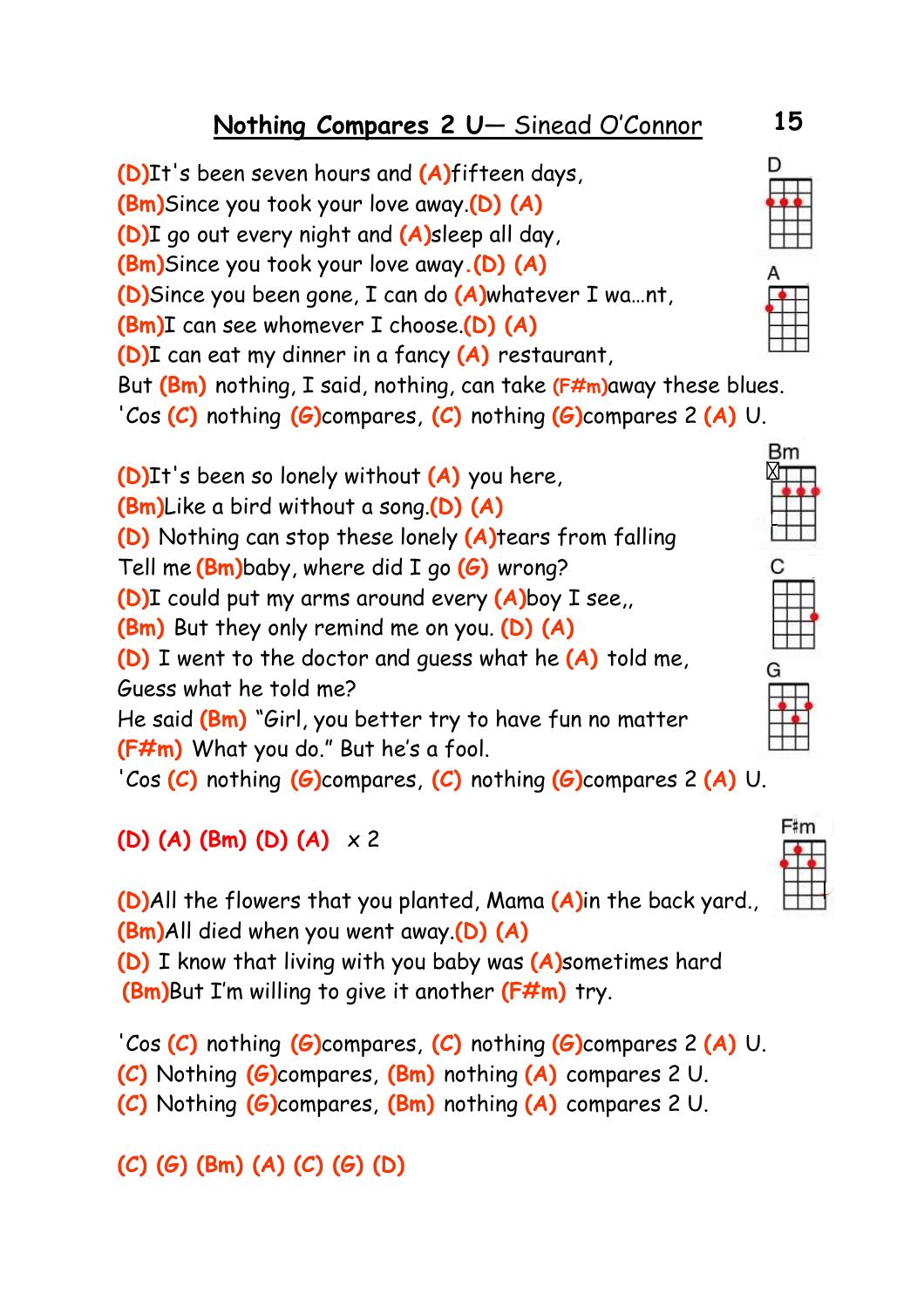# Nothing Compares 2 U— *Sinead O'Connor*

(D)It's been seven hours and (A)fifteen days,
(Bm)Since you took your love away.(D) (A)
(D)I go out every night and (A)sleep all day,
(Bm)Since you took your love away.(D) (A)
(D)Since you been gone, I can do (A)whatever I wa…nt,
(Bm)I can see whomever I choose.(D) (A)
(D)I can eat my dinner in a fancy (A) restaurant,
But (Bm) nothing, I said, nothing, can take (F#m)away these blues.
'Cos (C) nothing (G)compares, (C) nothing (G)compares 2 (A) U.

(D)It's been so lonely without (A) you here,
(Bm)Like a bird without a song.(D) (A)
(D) Nothing can stop these lonely (A)tears from falling
Tell me (Bm)baby, where did I go (G) wrong?
(D)I could put my arms around every (A)boy I see,,
(Bm) But they only remind me on you. (D) (A)
(D) I went to the doctor and guess what he (A) told me,
Guess what he told me?
He said (Bm) "Girl, you better try to have fun no matter
(F#m) What you do." But he's a fool.
'Cos (C) nothing (G)compares, (C) nothing (G)compares 2 (A) U.

(D) (A) (Bm) (D) (A) x 2

(D)All the flowers that you planted, Mama (A)in the back yard.,
(Bm)All died when you went away.(D) (A)
(D) I know that living with you baby was (A)sometimes hard
(Bm)But I'm willing to give it another (F#m) try.

'Cos (C) nothing (G)compares, (C) nothing (G)compares 2 (A) U.
(C) Nothing (G)compares, (Bm) nothing (A) compares 2 U.
(C) Nothing (G)compares, (Bm) nothing (A) compares 2 U.

(C) (G) (Bm) (A) (C) (G) (D)

D A Bm C G F#m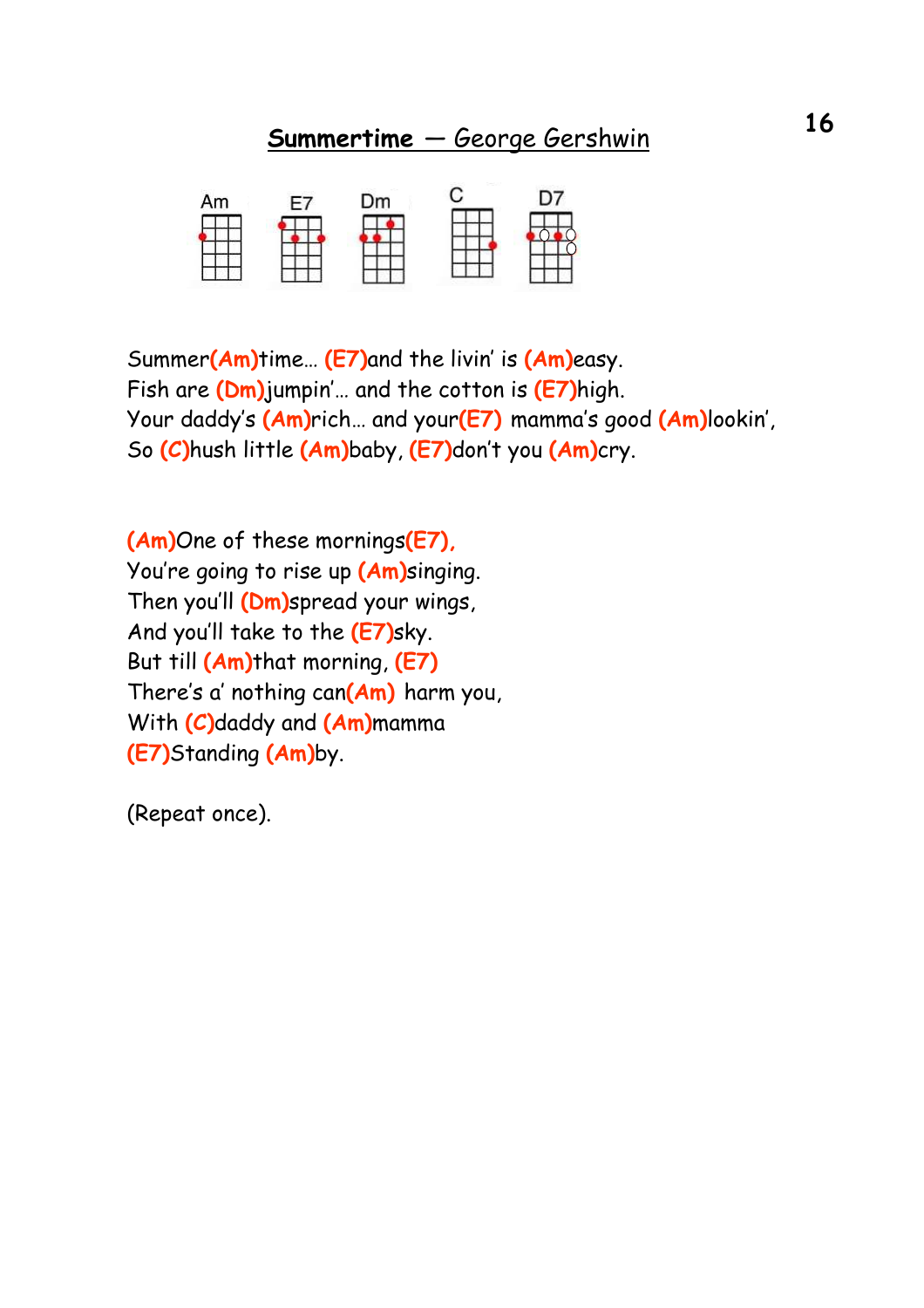# **Summertime** — *George Gershwin*

Am E7 Dm C D7

Summer**(Am)**time… **(E7)**and the livin' is **(Am)**easy.
Fish are **(Dm)**jumpin'… and the cotton is **(E7)**high.
Your daddy's **(Am)**rich… and your**(E7)** mamma's good **(Am)**lookin',
So **(C)**hush little **(Am)**baby, **(E7)**don't you **(Am)**cry.

**(Am)**One of these mornings**(E7)**,
You're going to rise up **(Am)**singing.
Then you'll **(Dm)**spread your wings,
And you'll take to the **(E7)**sky.
But till **(Am)**that morning, **(E7)**
There's a' nothing can**(Am)** harm you,
With **(C)**daddy and **(Am)**mamma
**(E7)**Standing **(Am)**by.

(Repeat once).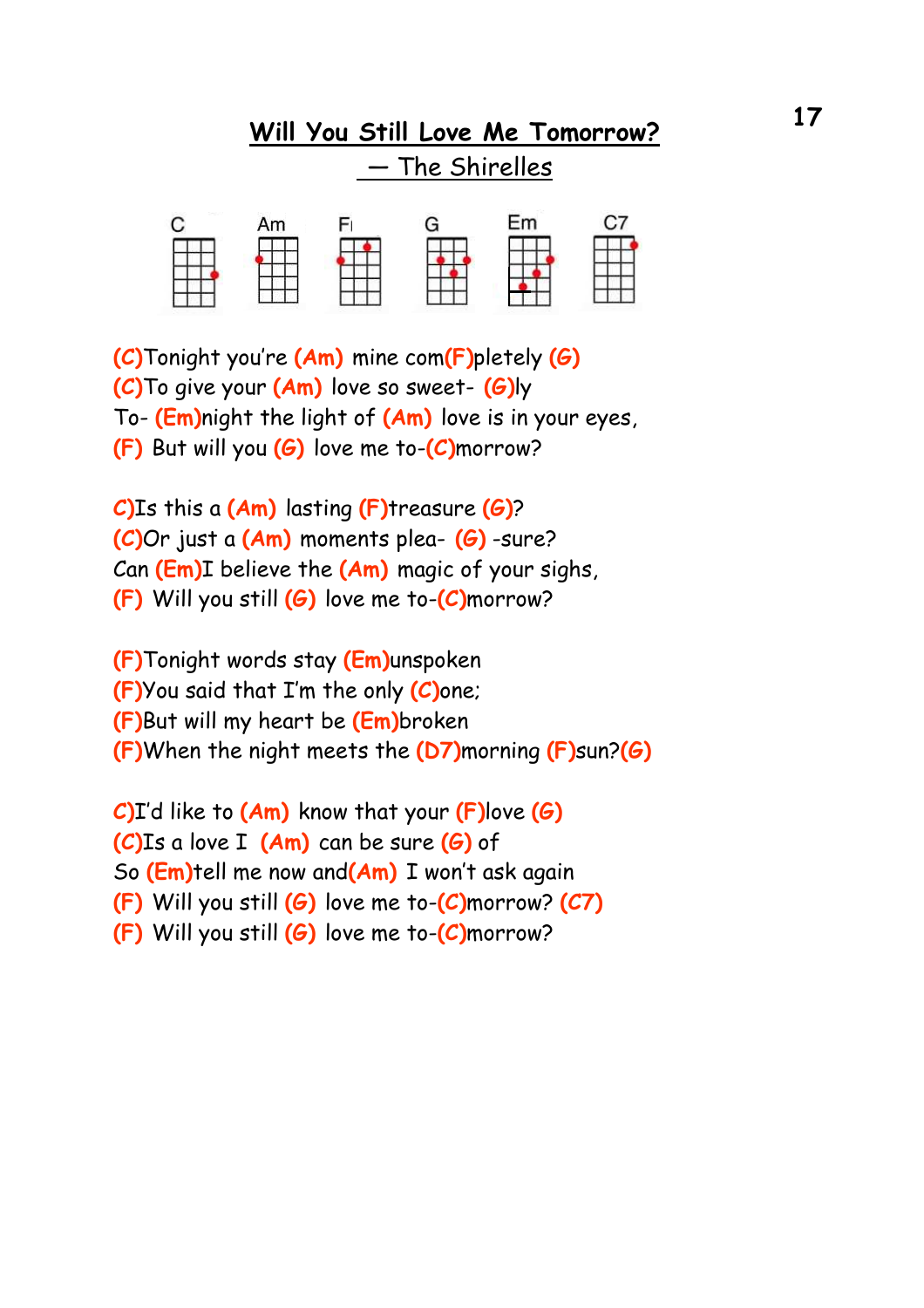# Will You Still Love Me Tomorrow?

## — The Shirelles

C Am F G Em C7

(C)Tonight you're (Am) mine com(F)pletely (G)
(C)To give your (Am) love so sweet- (G)ly
To- (Em)night the light of (Am) love is in your eyes,
(F) But will you (G) love me to-(C)morrow?

C)Is this a (Am) lasting (F)treasure (G)?
(C)Or just a (Am) moments plea- (G) -sure?
Can (Em)I believe the (Am) magic of your sighs,
(F) Will you still (G) love me to-(C)morrow?

(F)Tonight words stay (Em)unspoken
(F)You said that I'm the only (C)one;
(F)But will my heart be (Em)broken
(F)When the night meets the (D7)morning (F)sun?(G)

C)I'd like to (Am) know that your (F)love (G)
(C)Is a love I (Am) can be sure (G) of
So (Em)tell me now and(Am) I won't ask again
(F) Will you still (G) love me to-(C)morrow? (C7)
(F) Will you still (G) love me to-(C)morrow?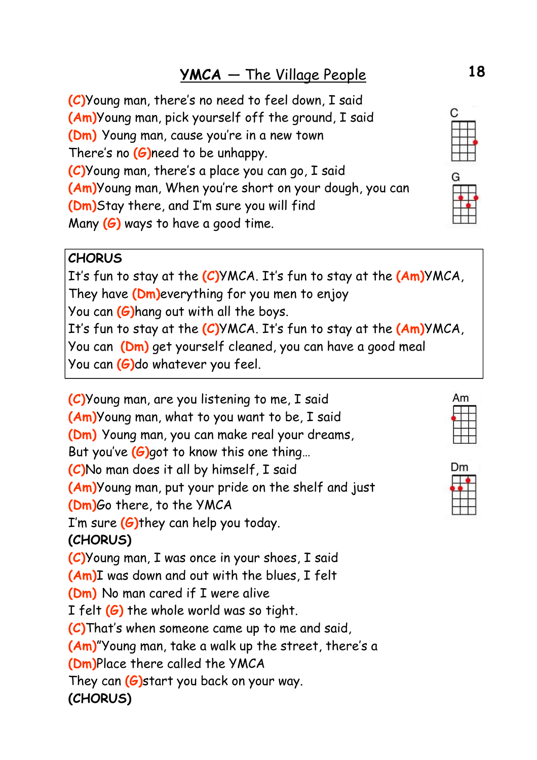# YMCA — The Village People

(C)Young man, there's no need to feel down, I said
(Am)Young man, pick yourself off the ground, I said
(Dm) Young man, cause you're in a new town
There's no (G)need to be unhappy.
(C)Young man, there's a place you can go, I said
(Am)Young man, When you're short on your dough, you can
(Dm)Stay there, and I'm sure you will find
Many (G) ways to have a good time.

C

G

**CHORUS**
It's fun to stay at the (C)YMCA. It's fun to stay at the (Am)YMCA,
They have (Dm)everything for you men to enjoy
You can (G)hang out with all the boys.
It's fun to stay at the (C)YMCA. It's fun to stay at the (Am)YMCA,
You can (Dm) get yourself cleaned, you can have a good meal
You can (G)do whatever you feel.

(C)Young man, are you listening to me, I said
(Am)Young man, what to you want to be, I said
(Dm) Young man, you can make real your dreams,
But you've (G)got to know this one thing…
(C)No man does it all by himself, I said
(Am)Young man, put your pride on the shelf and just
(Dm)Go there, to the YMCA
I'm sure (G)they can help you today.
**(CHORUS)**
(C)Young man, I was once in your shoes, I said
(Am)I was down and out with the blues, I felt
(Dm) No man cared if I were alive
I felt (G) the whole world was so tight.
(C)That's when someone came up to me and said,
(Am)"Young man, take a walk up the street, there's a
(Dm)Place there called the YMCA
They can (G)start you back on your way.
**(CHORUS)**

Am

Dm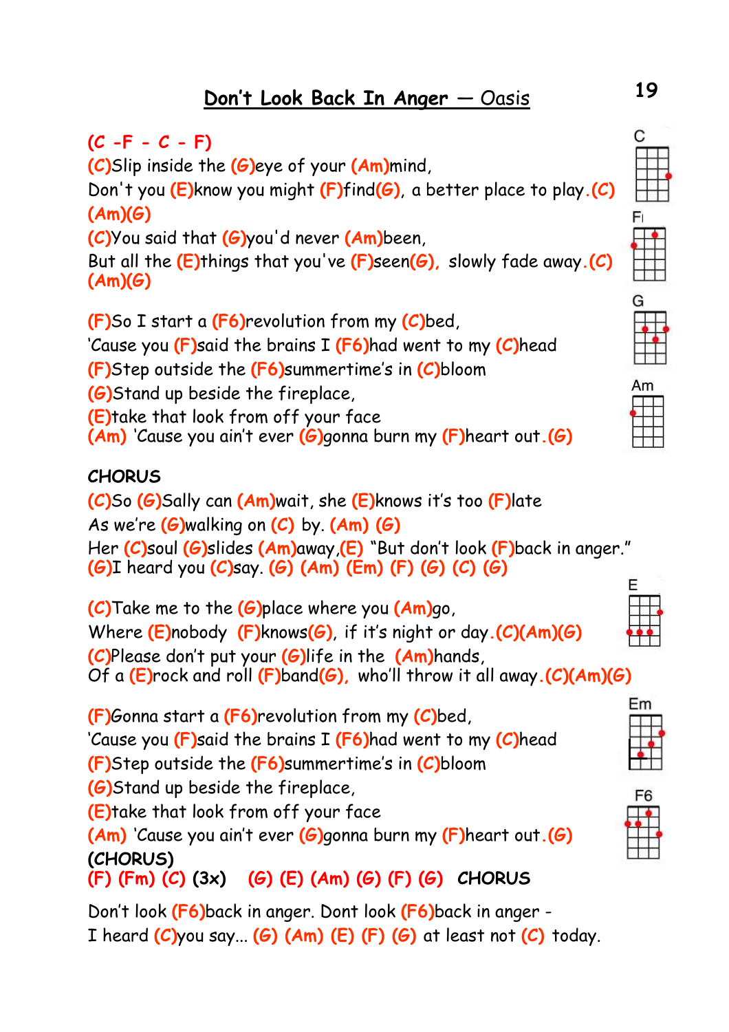## Don't Look Back In Anger — Oasis

(C -F - C - F)
(C)Slip inside the (G)eye of your (Am)mind,
Don't you (E)know you might (F)find(G), a better place to play.(C)
(Am)(G)
(C)You said that (G)you'd never (Am)been,
But all the (E)things that you've (F)seen(G), slowly fade away.(C)
(Am)(G)

(F)So I start a (F6)revolution from my (C)bed,
'Cause you (F)said the brains I (F6)had went to my (C)head
(F)Step outside the (F6)summertime's in (C)bloom
(G)Stand up beside the fireplace,
(E)take that look from off your face
(Am) 'Cause you ain't ever (G)gonna burn my (F)heart out.(G)

**CHORUS**
(C)So (G)Sally can (Am)wait, she (E)knows it's too (F)late
As we're (G)walking on (C) by. (Am) (G)
Her (C)soul (G)slides (Am)away,(E) "But don't look (F)back in anger."
(G)I heard you (C)say. (G) (Am) (Em) (F) (G) (C) (G)

(C)Take me to the (G)place where you (Am)go,
Where (E)nobody (F)knows(G), if it's night or day.(C)(Am)(G)
(C)Please don't put your (G)life in the (Am)hands,
Of a (E)rock and roll (F)band(G), who'll throw it all away.(C)(Am)(G)

(F)Gonna start a (F6)revolution from my (C)bed,
'Cause you (F)said the brains I (F6)had went to my (C)head
(F)Step outside the (F6)summertime's in (C)bloom
(G)Stand up beside the fireplace,
(E)take that look from off your face
(Am) 'Cause you ain't ever (G)gonna burn my (F)heart out.(G)
**(CHORUS)**
(F) (Fm) (C) (3x) (G) (E) (Am) (G) (F) (G) **CHORUS**

Don't look (F6)back in anger. Dont look (F6)back in anger -
I heard (C)you say... (G) (Am) (E) (F) (G) at least not (C) today.

C F G Am E Em F6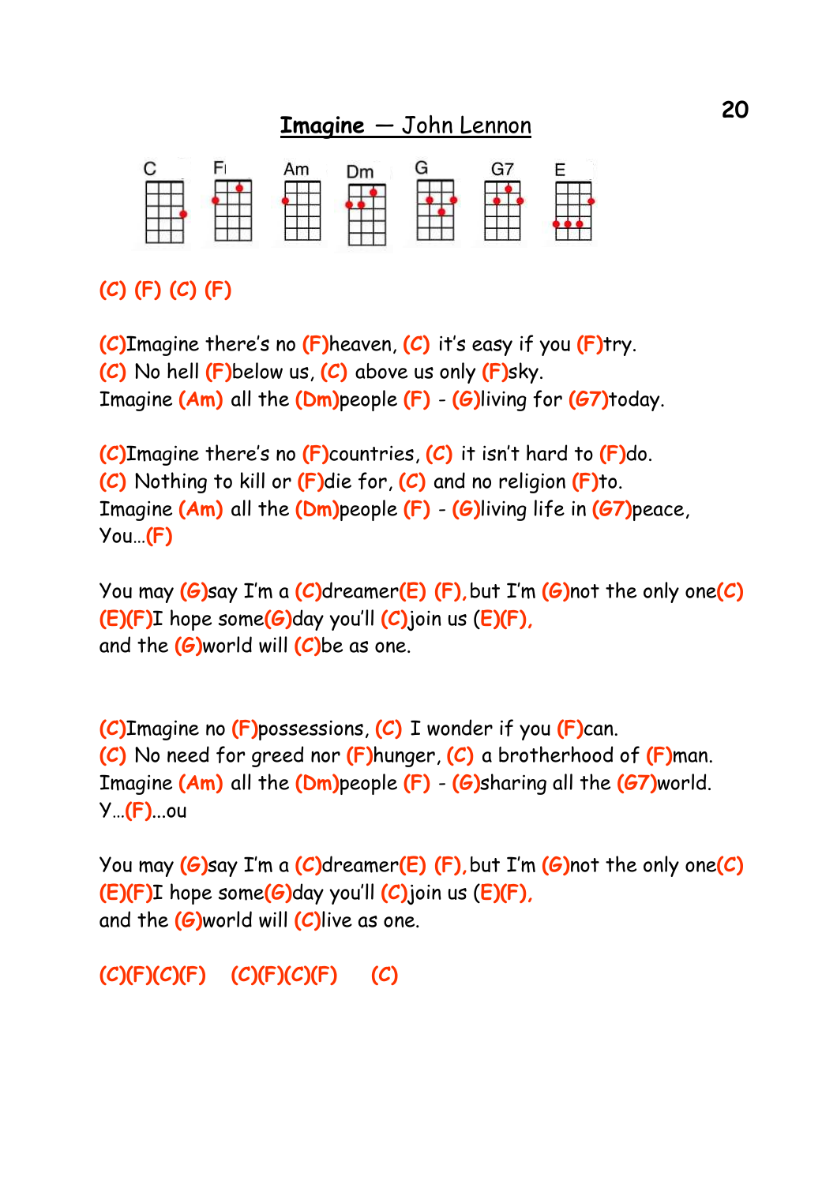# Imagine — John Lennon

C F Am Dm G G7 E

(C) (F) (C) (F)

(C)Imagine there's no (F)heaven, (C) it's easy if you (F)try.
(C) No hell (F)below us, (C) above us only (F)sky.
Imagine (Am) all the (Dm)people (F) - (G)living for (G7)today.

(C)Imagine there's no (F)countries, (C) it isn't hard to (F)do.
(C) Nothing to kill or (F)die for, (C) and no religion (F)to.
Imagine (Am) all the (Dm)people (F) - (G)living life in (G7)peace,
You…(F)

You may (G)say I'm a (C)dreamer(E) (F), but I'm (G)not the only one(C)
(E)(F)I hope some(G)day you'll (C)join us (E)(F),
and the (G)world will (C)be as one.

(C)Imagine no (F)possessions, (C) I wonder if you (F)can.
(C) No need for greed nor (F)hunger, (C) a brotherhood of (F)man.
Imagine (Am) all the (Dm)people (F) - (G)sharing all the (G7)world.
Y…(F)…ou

You may (G)say I'm a (C)dreamer(E) (F), but I'm (G)not the only one(C)
(E)(F)I hope some(G)day you'll (C)join us (E)(F),
and the (G)world will (C)live as one.

(C)(F)(C)(F) (C)(F)(C)(F) (C)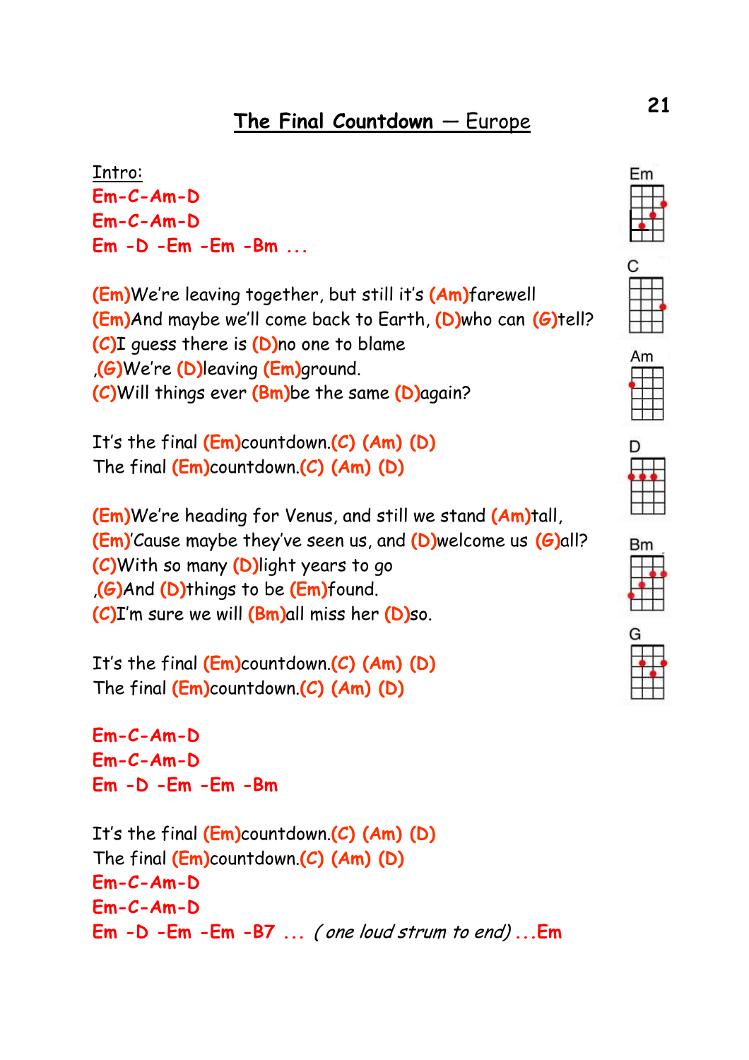# The Final Countdown — Europe

Intro:

Em-C-Am-D
Em-C-Am-D
Em -D -Em -Em -Bm ...

(Em)We're leaving together, but still it's (Am)farewell
(Em)And maybe we'll come back to Earth, (D)who can (G)tell?
(C)I guess there is (D)no one to blame
,(G)We're (D)leaving (Em)ground.
(C)Will things ever (Bm)be the same (D)again?

It's the final (Em)countdown.(C) (Am) (D)
The final (Em)countdown.(C) (Am) (D)

(Em)We're heading for Venus, and still we stand (Am)tall,
(Em)'Cause maybe they've seen us, and (D)welcome us (G)all?
(C)With so many (D)light years to go
,(G)And (D)things to be (Em)found.
(C)I'm sure we will (Bm)all miss her (D)so.

It's the final (Em)countdown.(C) (Am) (D)
The final (Em)countdown.(C) (Am) (D)

Em-C-Am-D
Em-C-Am-D
Em -D -Em -Em -Bm

It's the final (Em)countdown.(C) (Am) (D)
The final (Em)countdown.(C) (Am) (D)
Em-C-Am-D
Em-C-Am-D
Em -D -Em -Em -B7 ... *( one loud strum to end)* ...Em

Em

C

Am

D

Bm

G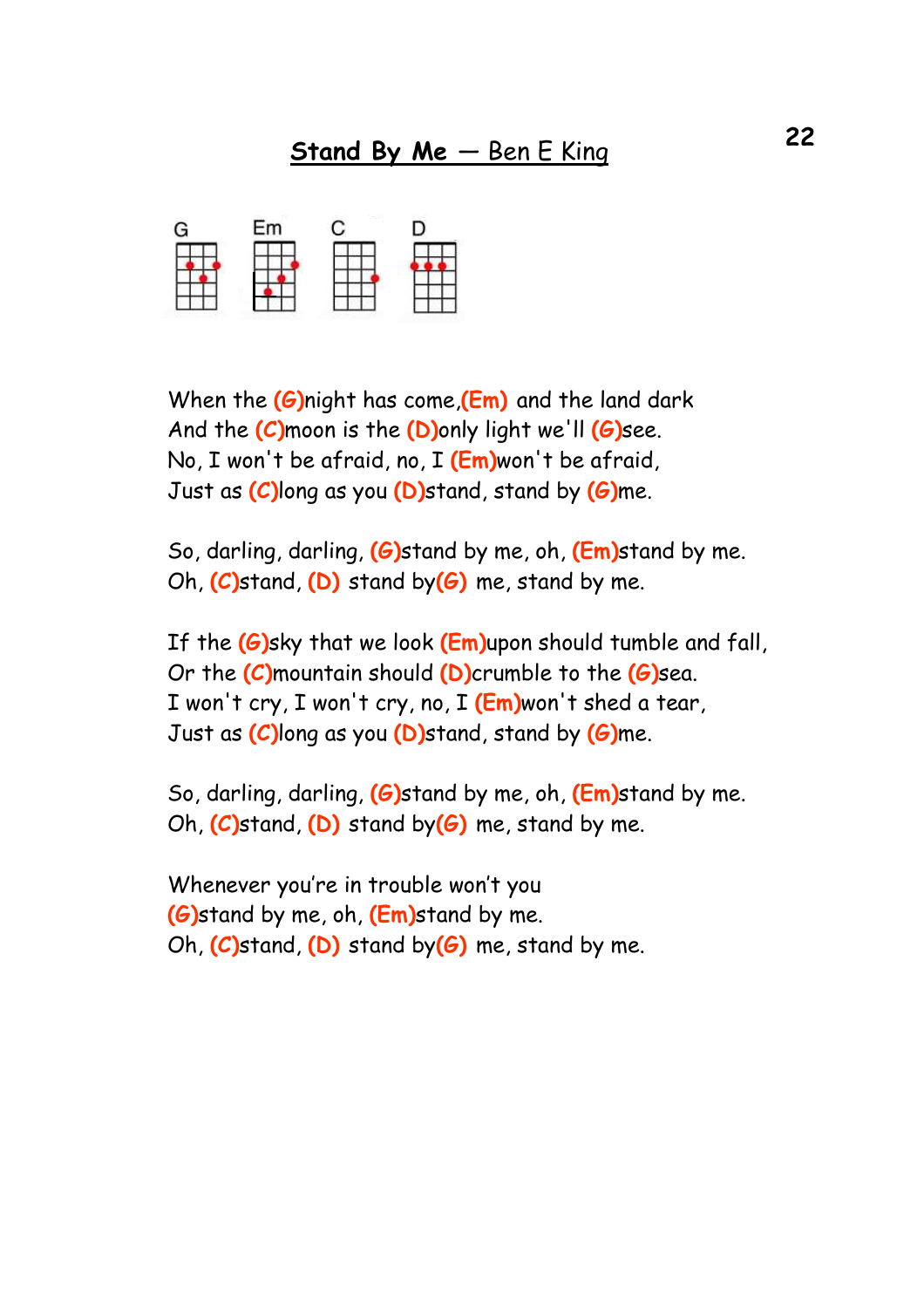# Stand By Me — Ben E King

G Em C D

When the (G)night has come,(Em) and the land dark
And the (C)moon is the (D)only light we'll (G)see.
No, I won't be afraid, no, I (Em)won't be afraid,
Just as (C)long as you (D)stand, stand by (G)me.

So, darling, darling, (G)stand by me, oh, (Em)stand by me.
Oh, (C)stand, (D) stand by(G) me, stand by me.

If the (G)sky that we look (Em)upon should tumble and fall,
Or the (C)mountain should (D)crumble to the (G)sea.
I won't cry, I won't cry, no, I (Em)won't shed a tear,
Just as (C)long as you (D)stand, stand by (G)me.

So, darling, darling, (G)stand by me, oh, (Em)stand by me.
Oh, (C)stand, (D) stand by(G) me, stand by me.

Whenever you're in trouble won't you
(G)stand by me, oh, (Em)stand by me.
Oh, (C)stand, (D) stand by(G) me, stand by me.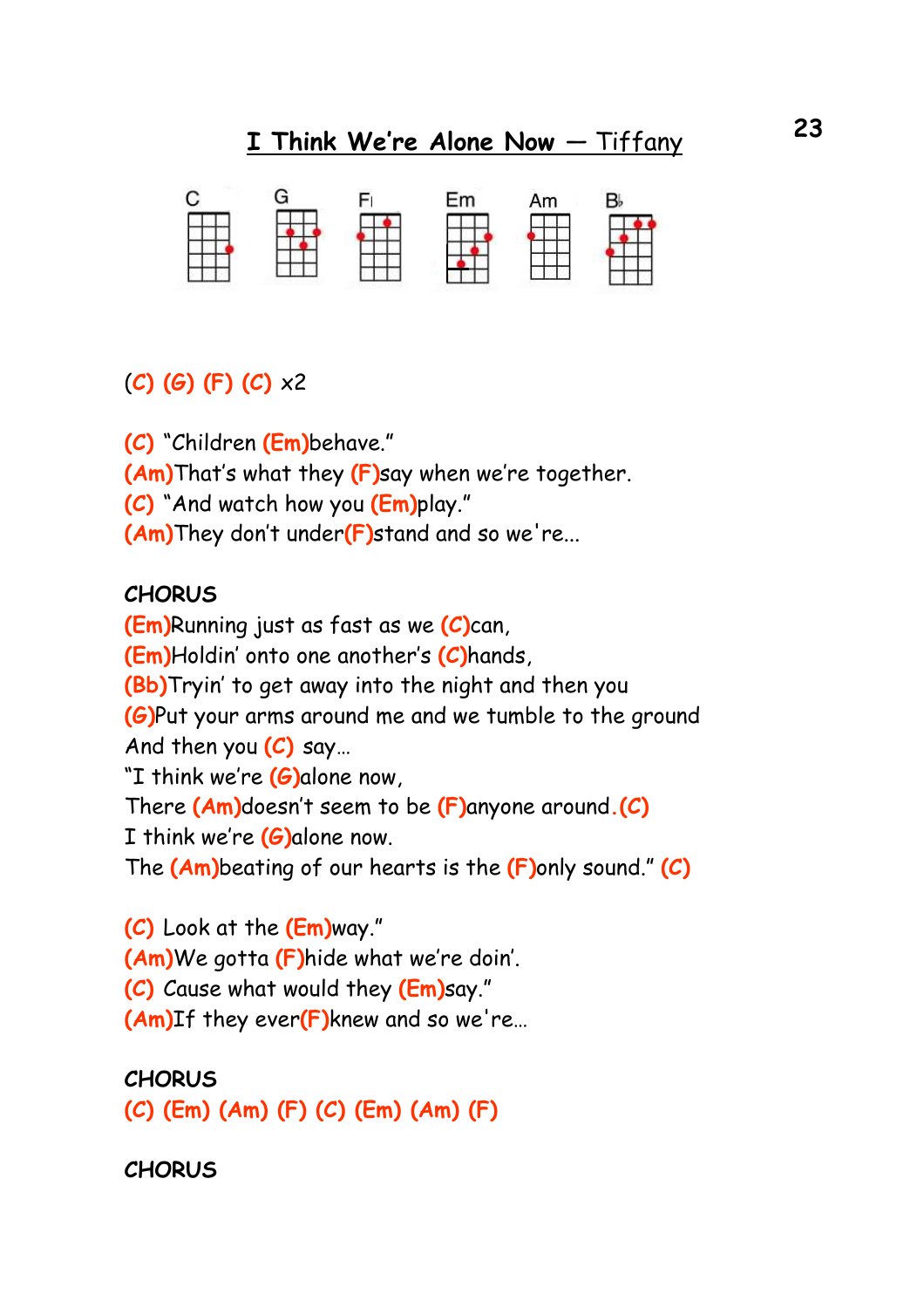# I Think We're Alone Now — Tiffany

C G F Em Am Bb

(C) (G) (F) (C) x2

(C) "Children (Em)behave."
(Am)That's what they (F)say when we're together.
(C) "And watch how you (Em)play."
(Am)They don't under(F)stand and so we're...

**CHORUS**
(Em)Running just as fast as we (C)can,
(Em)Holdin' onto one another's (C)hands,
(Bb)Tryin' to get away into the night and then you
(G)Put your arms around me and we tumble to the ground
And then you (C) say…
"I think we're (G)alone now,
There (Am)doesn't seem to be (F)anyone around.(C)
I think we're (G)alone now.
The (Am)beating of our hearts is the (F)only sound." (C)

(C) Look at the (Em)way."
(Am)We gotta (F)hide what we're doin'.
(C) Cause what would they (Em)say."
(Am)If they ever(F)knew and so we're…

**CHORUS**
(C) (Em) (Am) (F) (C) (Em) (Am) (F)

**CHORUS**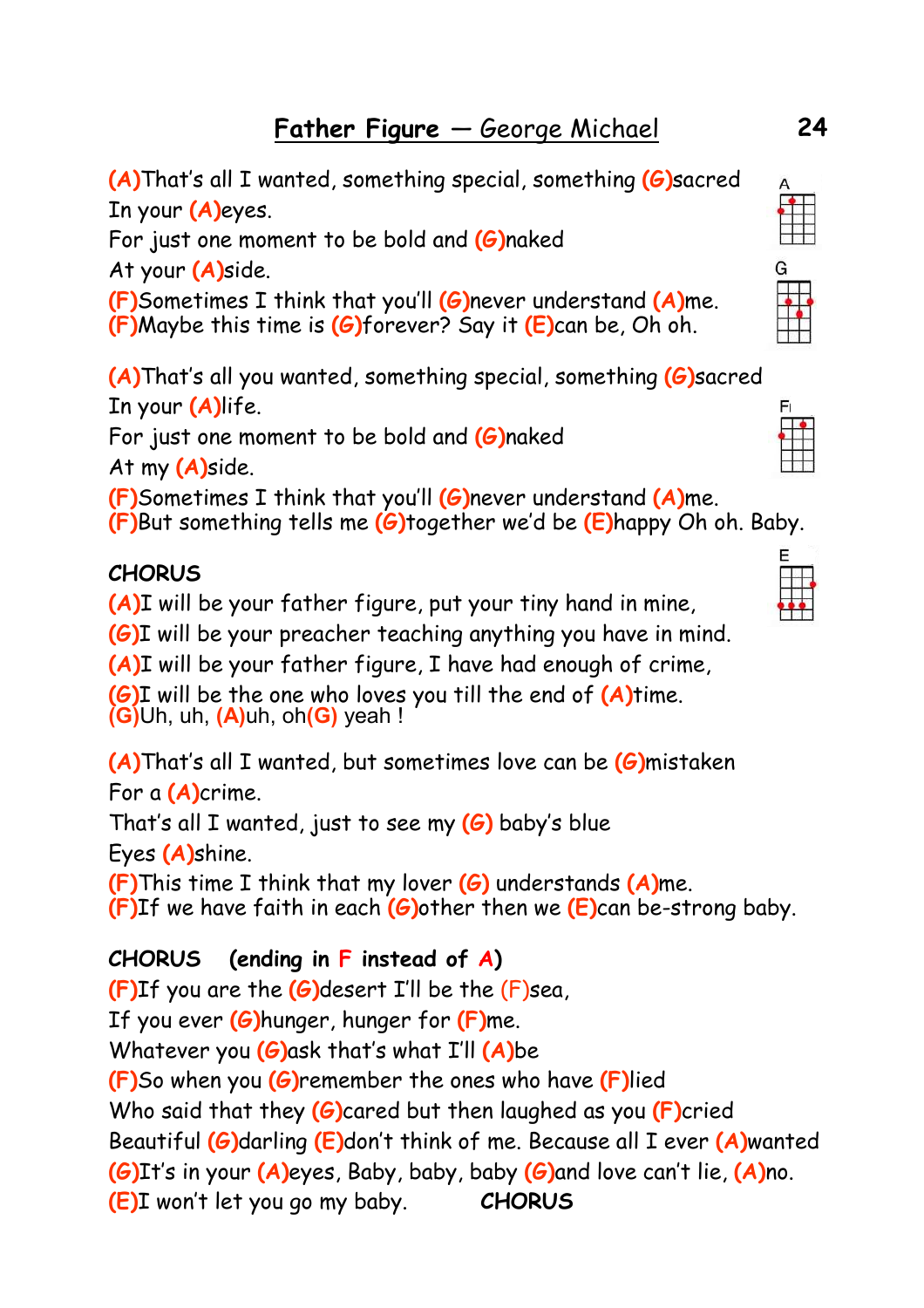# **Father Figure** — *George Michael*

**(A)**That's all I wanted, something special, something **(G)**sacred
In your **(A)**eyes.
For just one moment to be bold and **(G)**naked
At your **(A)**side.
**(F)**Sometimes I think that you'll **(G)**never understand **(A)**me.
**(F)**Maybe this time is **(G)**forever? Say it **(E)**can be, Oh oh.

**(A)**That's all you wanted, something special, something **(G)**sacred
In your **(A)**life.
For just one moment to be bold and **(G)**naked
At my **(A)**side.
**(F)**Sometimes I think that you'll **(G)**never understand **(A)**me.
**(F)**But something tells me **(G)**together we'd be **(E)**happy Oh oh. Baby.

**CHORUS**
**(A)**I will be your father figure, put your tiny hand in mine,
**(G)**I will be your preacher teaching anything you have in mind.
**(A)**I will be your father figure, I have had enough of crime,
**(G)**I will be the one who loves you till the end of **(A)**time.
**(G)**Uh, uh, **(A)**uh, oh**(G)** yeah !

**(A)**That's all I wanted, but sometimes love can be **(G)**mistaken
For a **(A)**crime.
That's all I wanted, just to see my **(G)** baby's blue
Eyes **(A)**shine.
**(F)**This time I think that my lover **(G)** understands **(A)**me.
**(F)**If we have faith in each **(G)**other then we **(E)**can be-strong baby.

**CHORUS (ending in F instead of A)**
**(F)**If you are the **(G)**desert I'll be the (F)sea,
If you ever **(G)**hunger, hunger for **(F)**me.
Whatever you **(G)**ask that's what I'll **(A)**be
**(F)**So when you **(G)**remember the ones who have **(F)**lied
Who said that they **(G)**cared but then laughed as you **(F)**cried
Beautiful **(G)**darling **(E)**don't think of me. Because all I ever **(A)**wanted
**(G)**It's in your **(A)**eyes, Baby, baby, baby **(G)**and love can't lie, **(A)**no.
**(E)**I won't let you go my baby. **CHORUS**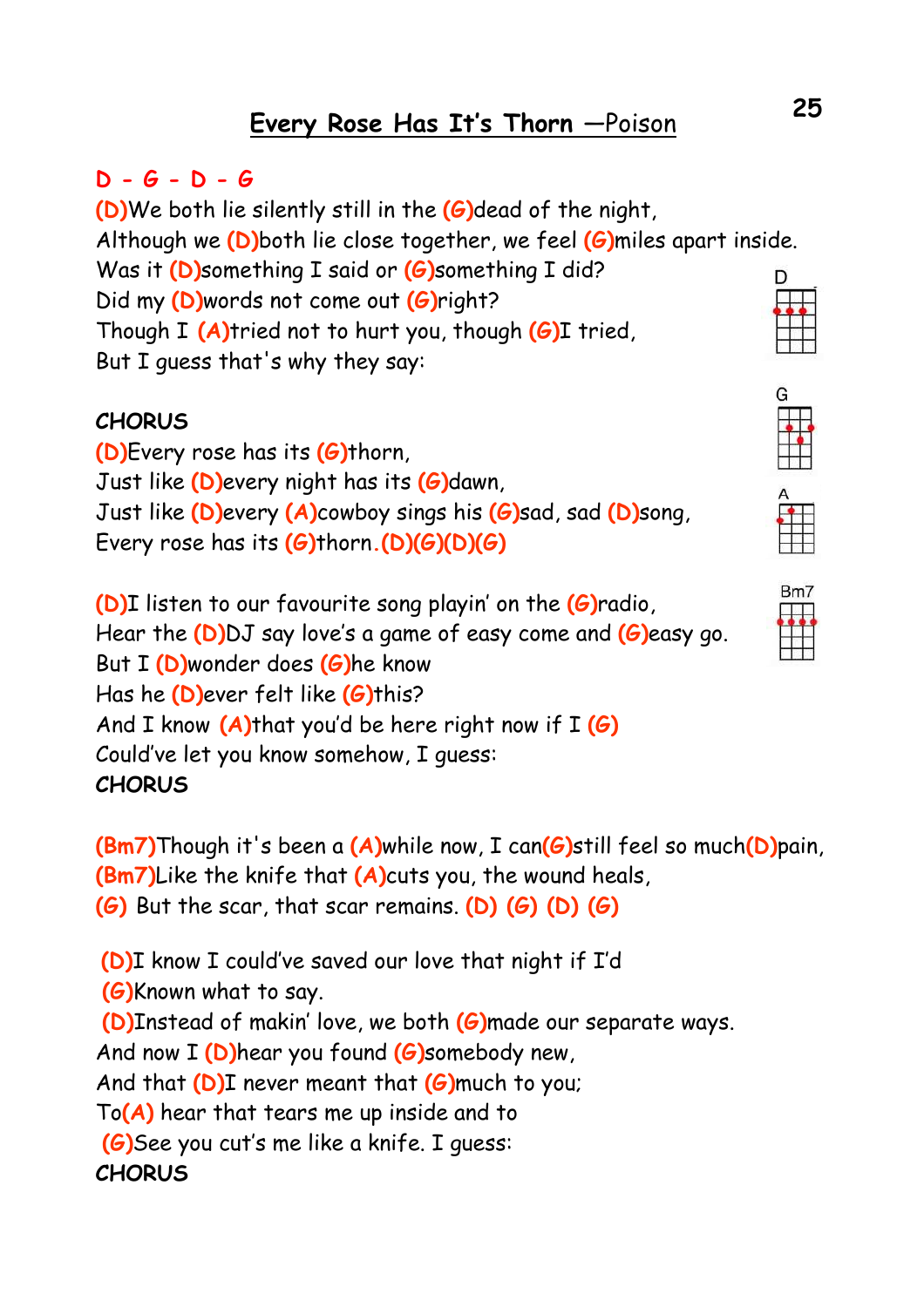# Every Rose Has It's Thorn —Poison

**D - G - D - G**

(D)We both lie silently still in the (G)dead of the night,
Although we (D)both lie close together, we feel (G)miles apart inside.
Was it (D)something I said or (G)something I did?
Did my (D)words not come out (G)right?
Though I (A)tried not to hurt you, though (G)I tried,
But I guess that's why they say:

D

G

A

Bm7

**CHORUS**
(D)Every rose has its (G)thorn,
Just like (D)every night has its (G)dawn,
Just like (D)every (A)cowboy sings his (G)sad, sad (D)song,
Every rose has its (G)thorn.(D)(G)(D)(G)

(D)I listen to our favourite song playin' on the (G)radio,
Hear the (D)DJ say love's a game of easy come and (G)easy go.
But I (D)wonder does (G)he know
Has he (D)ever felt like (G)this?
And I know (A)that you'd be here right now if I (G)
Could've let you know somehow, I guess:
**CHORUS**

(Bm7)Though it's been a (A)while now, I can(G)still feel so much(D)pain,
(Bm7)Like the knife that (A)cuts you, the wound heals,
(G) But the scar, that scar remains. (D) (G) (D) (G)

(D)I know I could've saved our love that night if I'd
(G)Known what to say.
(D)Instead of makin' love, we both (G)made our separate ways.
And now I (D)hear you found (G)somebody new,
And that (D)I never meant that (G)much to you;
To(A) hear that tears me up inside and to
(G)See you cut's me like a knife. I guess:
**CHORUS**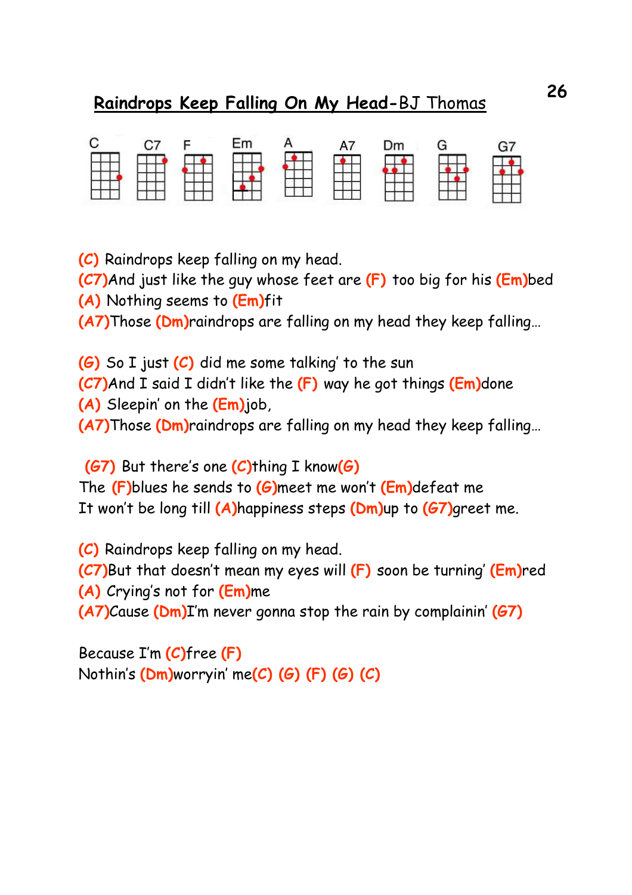# Raindrops Keep Falling On My Head-BJ Thomas

C C7 F Em A A7 Dm G G7

(C) Raindrops keep falling on my head.
(C7)And just like the guy whose feet are (F) too big for his (Em)bed
(A) Nothing seems to (Em)fit
(A7)Those (Dm)raindrops are falling on my head they keep falling…

(G) So I just (C) did me some talking' to the sun
(C7)And I said I didn't like the (F) way he got things (Em)done
(A) Sleepin' on the (Em)job,
(A7)Those (Dm)raindrops are falling on my head they keep falling…

(G7) But there's one (C)thing I know(G)
The (F)blues he sends to (G)meet me won't (Em)defeat me
It won't be long till (A)happiness steps (Dm)up to (G7)greet me.

(C) Raindrops keep falling on my head.
(C7)But that doesn't mean my eyes will (F) soon be turning' (Em)red
(A) Crying's not for (Em)me
(A7)Cause (Dm)I'm never gonna stop the rain by complainin' (G7)

Because I'm (C)free (F)
Nothin's (Dm)worryin' me(C) (G) (F) (G) (C)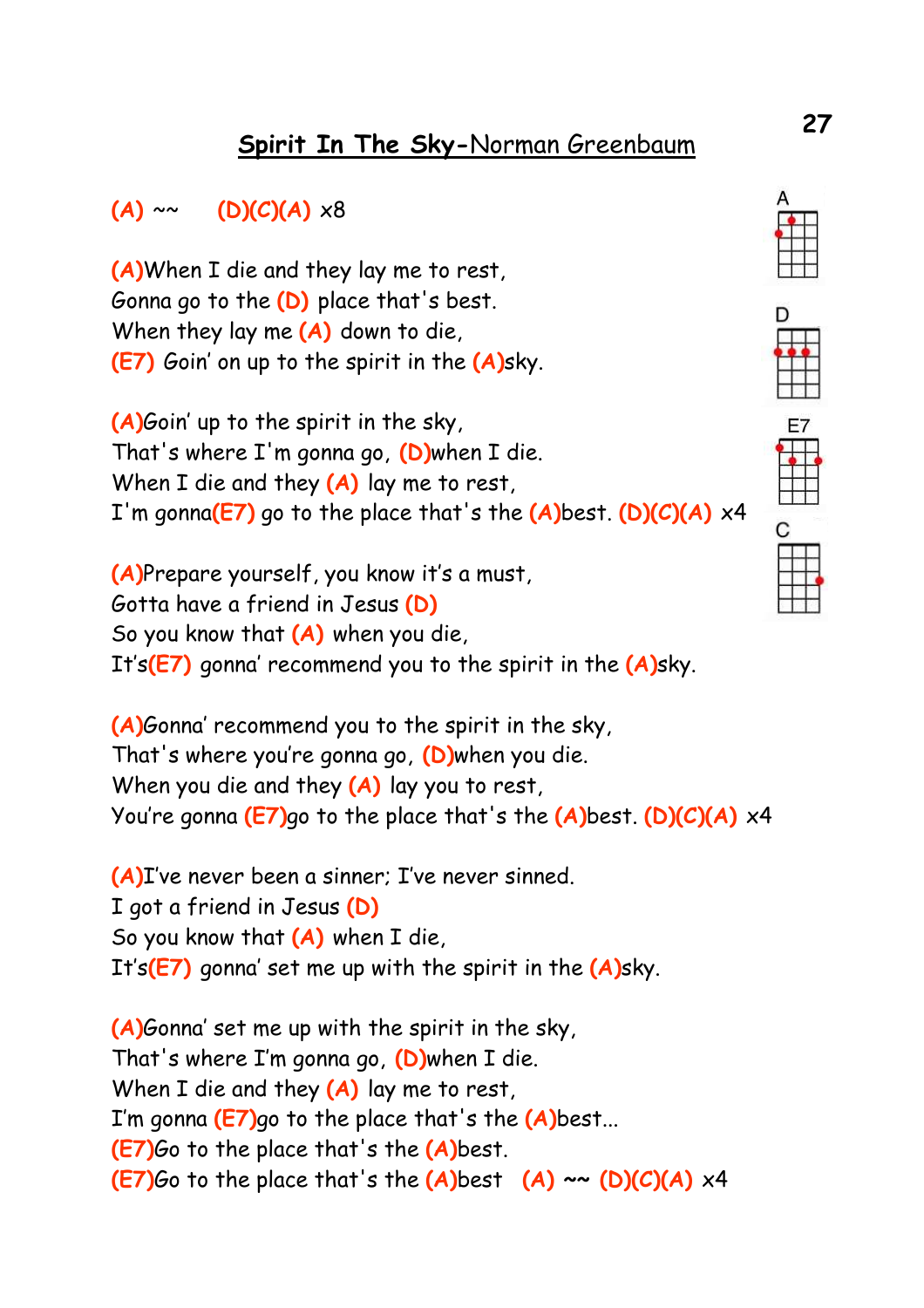# Spirit In The Sky-Norman Greenbaum

(A) ~~ (D)(C)(A) x8

(A)When I die and they lay me to rest,
Gonna go to the (D) place that's best.
When they lay me (A) down to die,
(E7) Goin' on up to the spirit in the (A)sky.

(A)Goin' up to the spirit in the sky,
That's where I'm gonna go, (D)when I die.
When I die and they (A) lay me to rest,
I'm gonna(E7) go to the place that's the (A)best. (D)(C)(A) x4

(A)Prepare yourself, you know it's a must,
Gotta have a friend in Jesus (D)
So you know that (A) when you die,
It's(E7) gonna' recommend you to the spirit in the (A)sky.

(A)Gonna' recommend you to the spirit in the sky,
That's where you're gonna go, (D)when you die.
When you die and they (A) lay you to rest,
You're gonna (E7)go to the place that's the (A)best. (D)(C)(A) x4

(A)I've never been a sinner; I've never sinned.
I got a friend in Jesus (D)
So you know that (A) when I die,
It's(E7) gonna' set me up with the spirit in the (A)sky.

(A)Gonna' set me up with the spirit in the sky,
That's where I'm gonna go, (D)when I die.
When I die and they (A) lay me to rest,
I'm gonna (E7)go to the place that's the (A)best...
(E7)Go to the place that's the (A)best.
(E7)Go to the place that's the (A)best (A) ~~ (D)(C)(A) x4

A

D

E7

C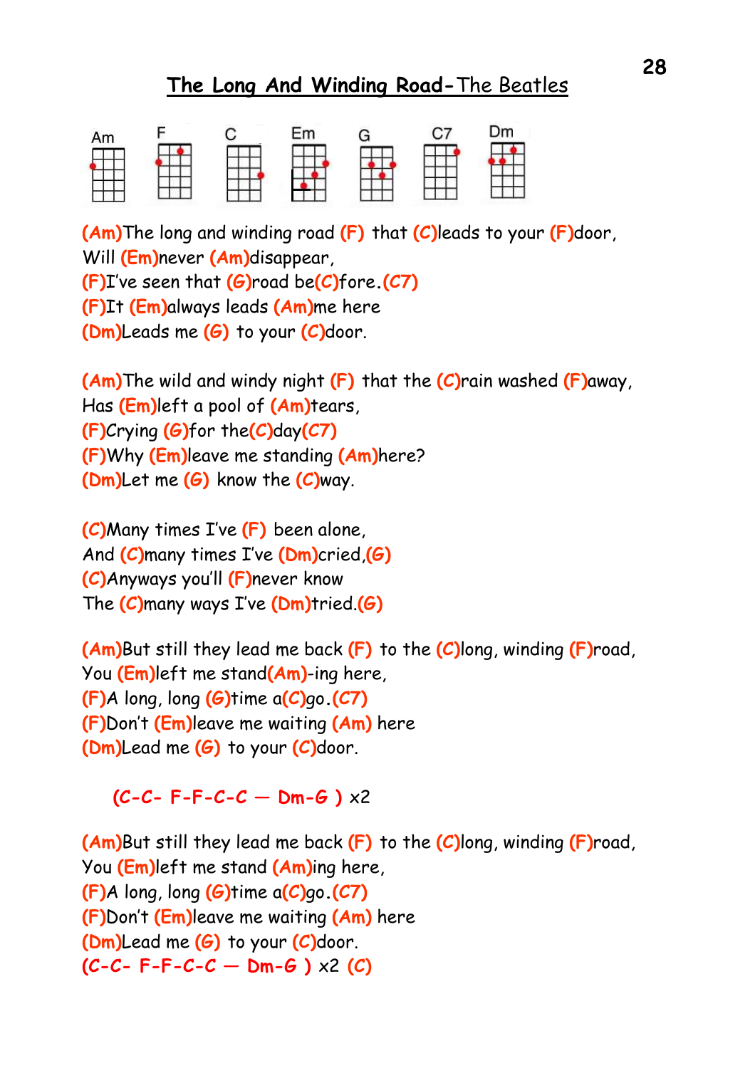# The Long And Winding Road-The Beatles

Am F C Em G C7 Dm

(Am)The long and winding road (F) that (C)leads to your (F)door,
Will (Em)never (Am)disappear,
(F)I've seen that (G)road be(C)fore.(C7)
(F)It (Em)always leads (Am)me here
(Dm)Leads me (G) to your (C)door.

(Am)The wild and windy night (F) that the (C)rain washed (F)away,
Has (Em)left a pool of (Am)tears,
(F)Crying (G)for the(C)day(C7)
(F)Why (Em)leave me standing (Am)here?
(Dm)Let me (G) know the (C)way.

(C)Many times I've (F) been alone,
And (C)many times I've (Dm)cried,(G)
(C)Anyways you'll (F)never know
The (C)many ways I've (Dm)tried.(G)

(Am)But still they lead me back (F) to the (C)long, winding (F)road,
You (Em)left me stand(Am)-ing here,
(F)A long, long (G)time a(C)go.(C7)
(F)Don't (Em)leave me waiting (Am) here
(Dm)Lead me (G) to your (C)door.

(C-C- F-F-C-C — Dm-G ) x2

(Am)But still they lead me back (F) to the (C)long, winding (F)road,
You (Em)left me stand (Am)ing here,
(F)A long, long (G)time a(C)go.(C7)
(F)Don't (Em)leave me waiting (Am) here
(Dm)Lead me (G) to your (C)door.
(C-C- F-F-C-C — Dm-G ) x2 (C)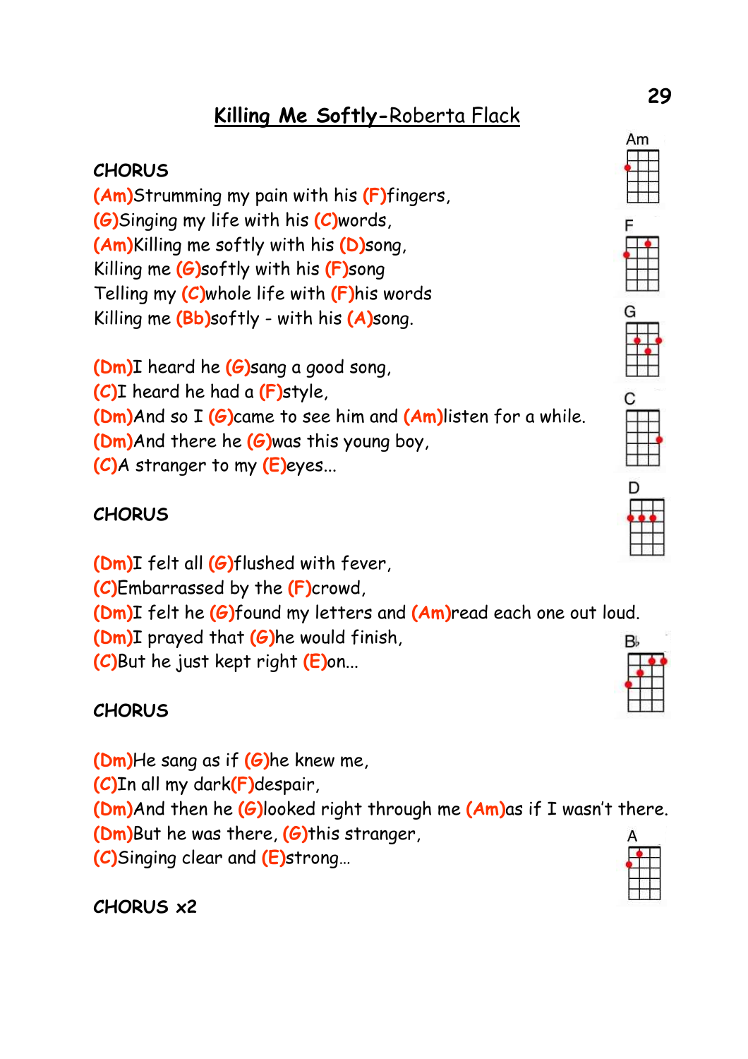# **Killing Me Softly**-Roberta Flack

**CHORUS**

(Am)Strumming my pain with his (F)fingers,
(G)Singing my life with his (C)words,
(Am)Killing me softly with his (D)song,
Killing me (G)softly with his (F)song
Telling my (C)whole life with (F)his words
Killing me (Bb)softly - with his (A)song.

(Dm)I heard he (G)sang a good song,
(C)I heard he had a (F)style,
(Dm)And so I (G)came to see him and (Am)listen for a while.
(Dm)And there he (G)was this young boy,
(C)A stranger to my (E)eyes...

**CHORUS**

(Dm)I felt all (G)flushed with fever,
(C)Embarrassed by the (F)crowd,
(Dm)I felt he (G)found my letters and (Am)read each one out loud.
(Dm)I prayed that (G)he would finish,
(C)But he just kept right (E)on...

**CHORUS**

(Dm)He sang as if (G)he knew me,
(C)In all my dark(F)despair,
(Dm)And then he (G)looked right through me (Am)as if I wasn't there.
(Dm)But he was there, (G)this stranger,
(C)Singing clear and (E)strong...

**CHORUS x2**

Am F G C D B♭ A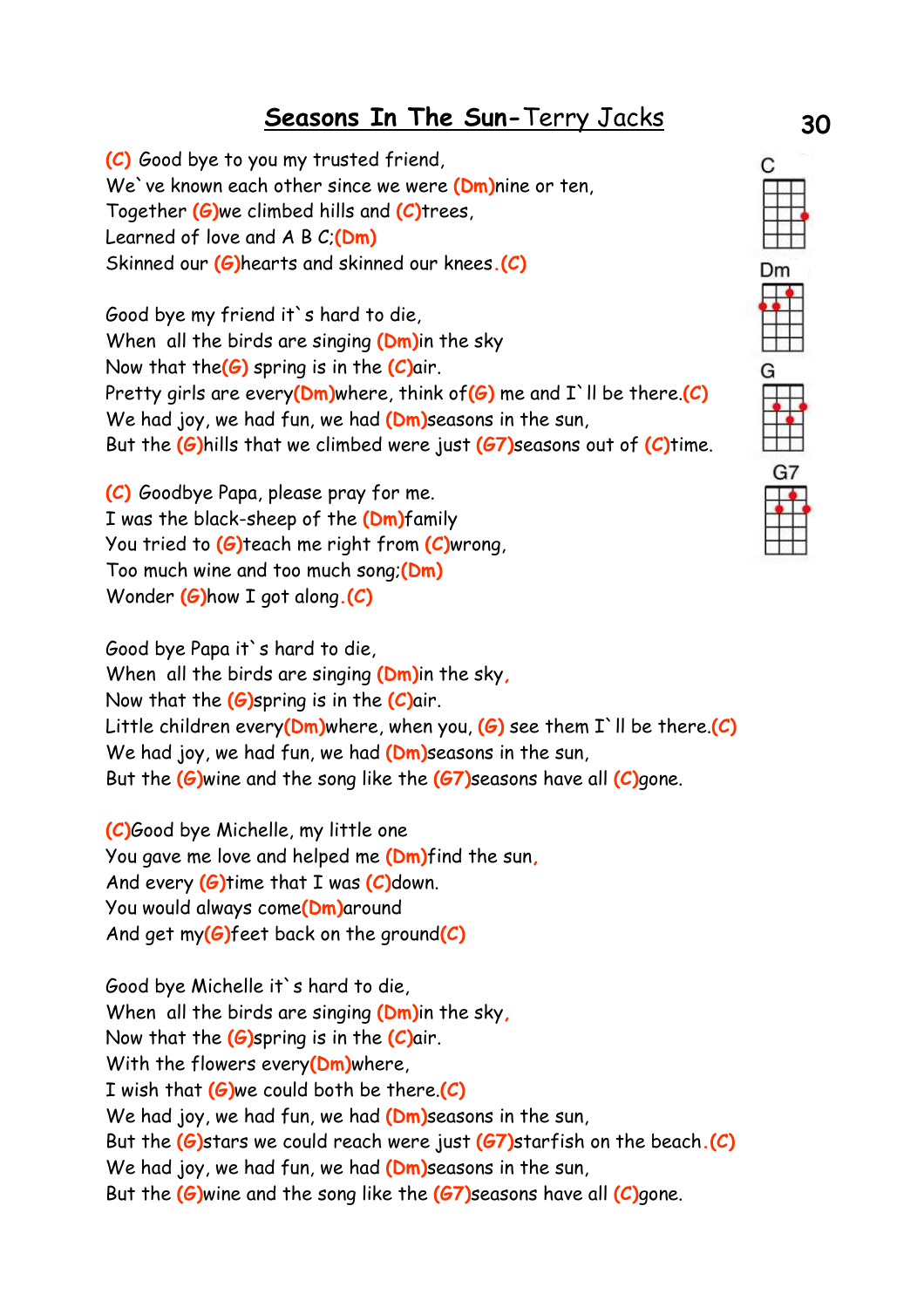# Seasons In The Sun-Terry Jacks

(C) Good bye to you my trusted friend,
We`ve known each other since we were (Dm)nine or ten,
Together (G)we climbed hills and (C)trees,
Learned of love and A B C;(Dm)
Skinned our (G)hearts and skinned our knees.(C)

Good bye my friend it`s hard to die,
When all the birds are singing (Dm)in the sky
Now that the(G) spring is in the (C)air.
Pretty girls are every(Dm)where, think of(G) me and I`ll be there.(C)
We had joy, we had fun, we had (Dm)seasons in the sun,
But the (G)hills that we climbed were just (G7)seasons out of (C)time.

(C) Goodbye Papa, please pray for me.
I was the black-sheep of the (Dm)family
You tried to (G)teach me right from (C)wrong,
Too much wine and too much song;(Dm)
Wonder (G)how I got along.(C)

Good bye Papa it`s hard to die,
When all the birds are singing (Dm)in the sky,
Now that the (G)spring is in the (C)air.
Little children every(Dm)where, when you, (G) see them I`ll be there.(C)
We had joy, we had fun, we had (Dm)seasons in the sun,
But the (G)wine and the song like the (G7)seasons have all (C)gone.

(C)Good bye Michelle, my little one
You gave me love and helped me (Dm)find the sun,
And every (G)time that I was (C)down.
You would always come(Dm)around
And get my(G)feet back on the ground(C)

Good bye Michelle it`s hard to die,
When all the birds are singing (Dm)in the sky,
Now that the (G)spring is in the (C)air.
With the flowers every(Dm)where,
I wish that (G)we could both be there.(C)
We had joy, we had fun, we had (Dm)seasons in the sun,
But the (G)stars we could reach were just (G7)starfish on the beach.(C)
We had joy, we had fun, we had (Dm)seasons in the sun,
But the (G)wine and the song like the (G7)seasons have all (C)gone.

C

Dm

G

G7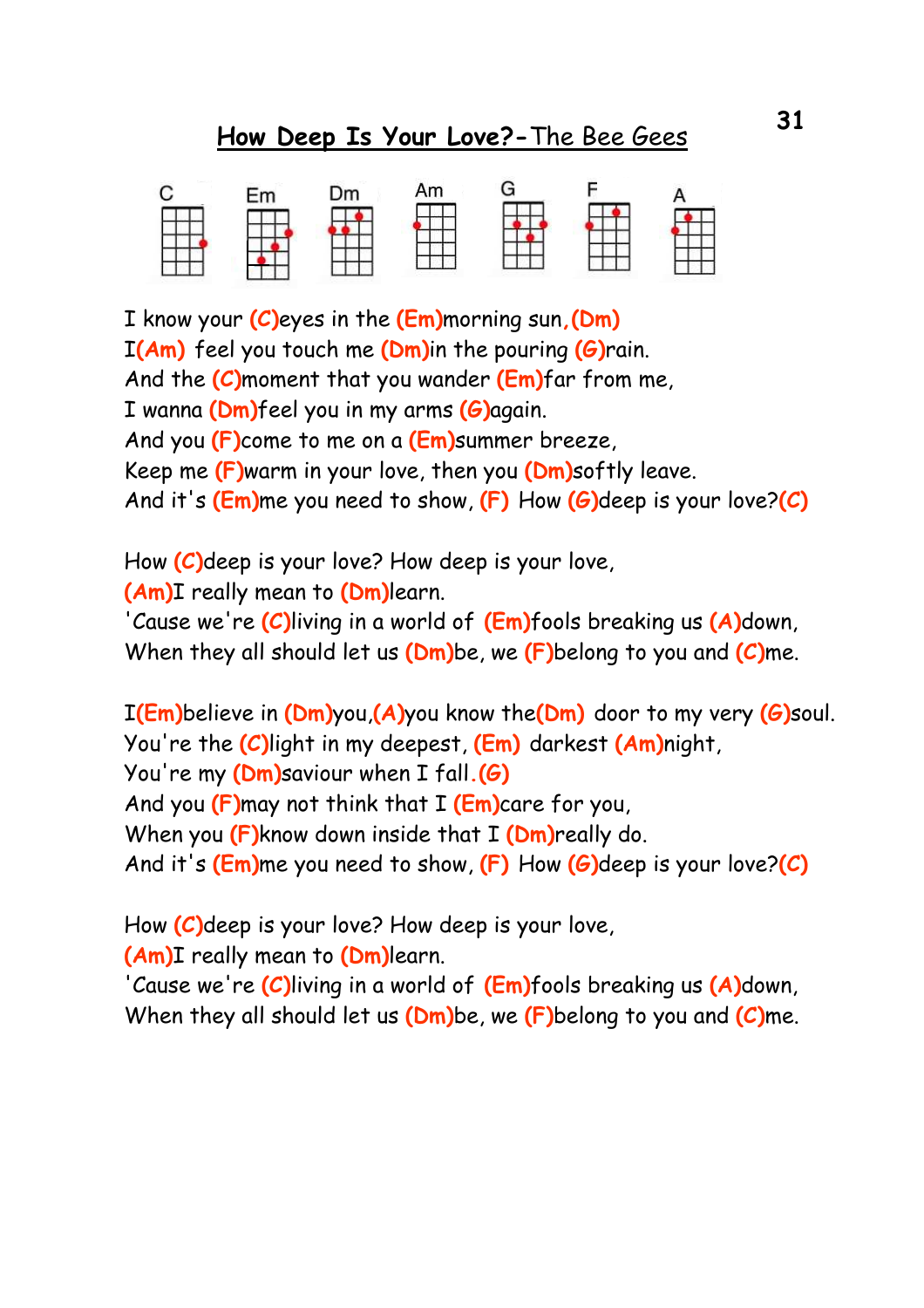# How Deep Is Your Love? - The Bee Gees

C Em Dm Am G F A

I know your (C)eyes in the (Em)morning sun,(Dm)
I(Am) feel you touch me (Dm)in the pouring (G)rain.
And the (C)moment that you wander (Em)far from me,
I wanna (Dm)feel you in my arms (G)again.
And you (F)come to me on a (Em)summer breeze,
Keep me (F)warm in your love, then you (Dm)softly leave.
And it's (Em)me you need to show, (F) How (G)deep is your love?(C)

How (C)deep is your love? How deep is your love,
(Am)I really mean to (Dm)learn.
'Cause we're (C)living in a world of (Em)fools breaking us (A)down,
When they all should let us (Dm)be, we (F)belong to you and (C)me.

I(Em)believe in (Dm)you,(A)you know the(Dm) door to my very (G)soul.
You're the (C)light in my deepest, (Em) darkest (Am)night,
You're my (Dm)saviour when I fall.(G)
And you (F)may not think that I (Em)care for you,
When you (F)know down inside that I (Dm)really do.
And it's (Em)me you need to show, (F) How (G)deep is your love?(C)

How (C)deep is your love? How deep is your love,
(Am)I really mean to (Dm)learn.
'Cause we're (C)living in a world of (Em)fools breaking us (A)down,
When they all should let us (Dm)be, we (F)belong to you and (C)me.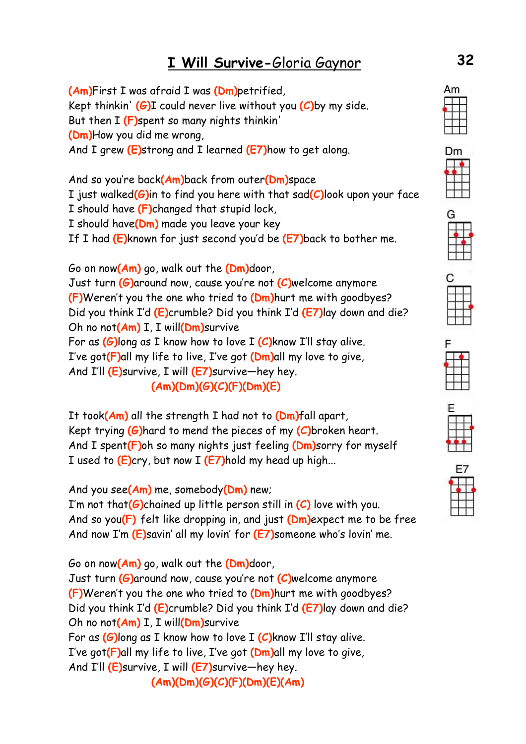# I Will Survive-Gloria Gaynor

(Am)First I was afraid I was (Dm)petrified,
Kept thinkin' (G)I could never live without you (C)by my side.
But then I (F)spent so many nights thinkin'
(Dm)How you did me wrong,
And I grew (E)strong and I learned (E7)how to get along.

And so you're back(Am)back from outer(Dm)space
I just walked(G)in to find you here with that sad(C)look upon your face
I should have (F)changed that stupid lock,
I should have(Dm) made you leave your key
If I had (E)known for just second you'd be (E7)back to bother me.

Go on now(Am) go, walk out the (Dm)door,
Just turn (G)around now, cause you're not (C)welcome anymore
(F)Weren't you the one who tried to (Dm)hurt me with goodbyes?
Did you think I'd (E)crumble? Did you think I'd (E7)lay down and die?
Oh no not(Am) I, I will(Dm)survive
For as (G)long as I know how to love I (C)know I'll stay alive.
I've got(F)all my life to live, I've got (Dm)all my love to give,
And I'll (E)survive, I will (E7)survive—hey hey.
(Am)(Dm)(G)(C)(F)(Dm)(E)

It took(Am) all the strength I had not to (Dm)fall apart,
Kept trying (G)hard to mend the pieces of my (C)broken heart.
And I spent(F)oh so many nights just feeling (Dm)sorry for myself
I used to (E)cry, but now I (E7)hold my head up high...

And you see(Am) me, somebody(Dm) new;
I'm not that(G)chained up little person still in (C) love with you.
And so you(F) felt like dropping in, and just (Dm)expect me to be free
And now I'm (E)savin' all my lovin' for (E7)someone who's lovin' me.

Go on now(Am) go, walk out the (Dm)door,
Just turn (G)around now, cause you're not (C)welcome anymore
(F)Weren't you the one who tried to (Dm)hurt me with goodbyes?
Did you think I'd (E)crumble? Did you think I'd (E7)lay down and die?
Oh no not(Am) I, I will(Dm)survive
For as (G)long as I know how to love I (C)know I'll stay alive.
I've got(F)all my life to live, I've got (Dm)all my love to give,
And I'll (E)survive, I will (E7)survive—hey hey.
(Am)(Dm)(G)(C)(F)(Dm)(E)(Am)

Am

Dm

G

C

F

E

E7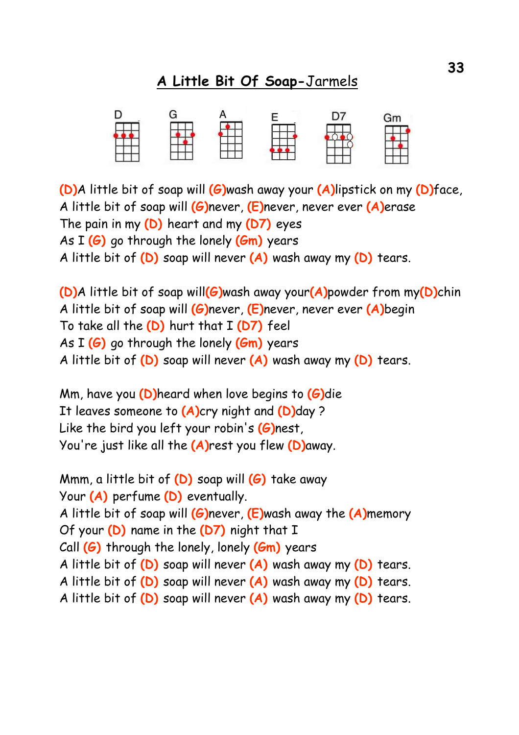# **A Little Bit Of Soap**-Jarmels

D G A E D7 Gm

**(D)**A little bit of soap will **(G)**wash away your **(A)**lipstick on my **(D)**face,
A little bit of soap will **(G)**never, **(E)**never, never ever **(A)**erase
The pain in my **(D)** heart and my **(D7)** eyes
As I **(G)** go through the lonely **(Gm)** years
A little bit of **(D)** soap will never **(A)** wash away my **(D)** tears.

**(D)**A little bit of soap will**(G)**wash away your**(A)**powder from my**(D)**chin
A little bit of soap will **(G)**never, **(E)**never, never ever **(A)**begin
To take all the **(D)** hurt that I **(D7)** feel
As I **(G)** go through the lonely **(Gm)** years
A little bit of **(D)** soap will never **(A)** wash away my **(D)** tears.

Mm, have you **(D)**heard when love begins to **(G)**die
It leaves someone to **(A)**cry night and **(D)**day ?
Like the bird you left your robin's **(G)**nest,
You're just like all the **(A)**rest you flew **(D)**away.

Mmm, a little bit of **(D)** soap will **(G)** take away
Your **(A)** perfume **(D)** eventually.
A little bit of soap will **(G)**never, **(E)**wash away the **(A)**memory
Of your **(D)** name in the **(D7)** night that I
Call **(G)** through the lonely, lonely **(Gm)** years
A little bit of **(D)** soap will never **(A)** wash away my **(D)** tears.
A little bit of **(D)** soap will never **(A)** wash away my **(D)** tears.
A little bit of **(D)** soap will never **(A)** wash away my **(D)** tears.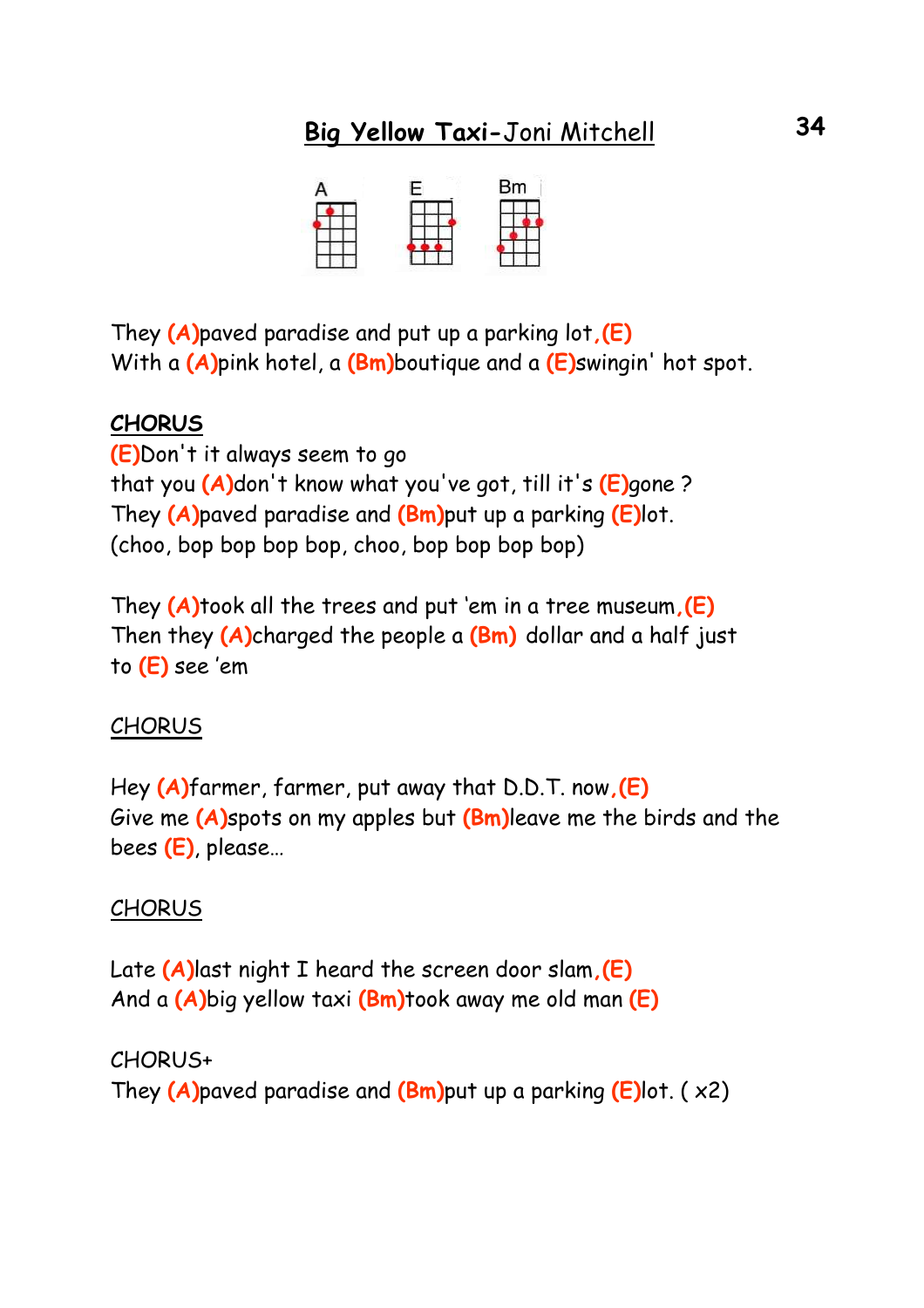# **Big Yellow Taxi**-Joni Mitchell

A E Bm

They **(A)**paved paradise and put up a parking lot,**(E)**
With a **(A)**pink hotel, a **(Bm)**boutique and a **(E)**swingin' hot spot.

**CHORUS**
**(E)**Don't it always seem to go
that you **(A)**don't know what you've got, till it's **(E)**gone ?
They **(A)**paved paradise and **(Bm)**put up a parking **(E)**lot.
(choo, bop bop bop bop, choo, bop bop bop bop)

They **(A)**took all the trees and put 'em in a tree museum,**(E)**
Then they **(A)**charged the people a **(Bm)** dollar and a half just
to **(E)** see 'em

CHORUS

Hey **(A)**farmer, farmer, put away that D.D.T. now,**(E)**
Give me **(A)**spots on my apples but **(Bm)**leave me the birds and the
bees **(E)**, please…

CHORUS

Late **(A)**last night I heard the screen door slam,**(E)**
And a **(A)**big yellow taxi **(Bm)**took away me old man **(E)**

CHORUS+
They **(A)**paved paradise and **(Bm)**put up a parking **(E)**lot. ( x2)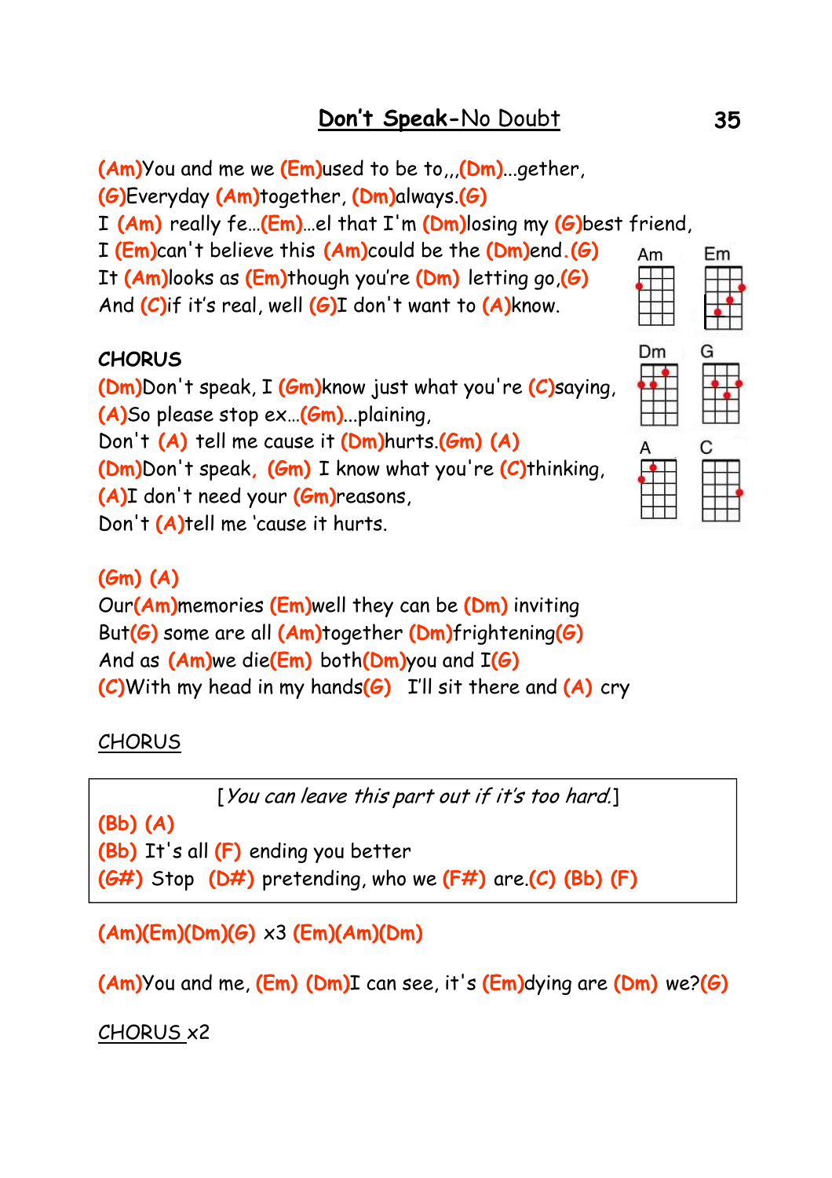# Don't Speak-No Doubt

(Am)You and me we (Em)used to be to,,,(Dm)...gether,
(G)Everyday (Am)together, (Dm)always.(G)
I (Am) really fe...(Em)...el that I'm (Dm)losing my (G)best friend,
I (Em)can't believe this (Am)could be the (Dm)end.(G)
It (Am)looks as (Em)though you're (Dm) letting go,(G)
And (C)if it's real, well (G)I don't want to (A)know.

Am Em Dm G A C

**CHORUS**
(Dm)Don't speak, I (Gm)know just what you're (C)saying,
(A)So please stop ex...(Gm)...plaining,
Don't (A) tell me cause it (Dm)hurts.(Gm) (A)
(Dm)Don't speak, (Gm) I know what you're (C)thinking,
(A)I don't need your (Gm)reasons,
Don't (A)tell me 'cause it hurts.

(Gm) (A)
Our(Am)memories (Em)well they can be (Dm) inviting
But(G) some are all (Am)together (Dm)frightening(G)
And as (Am)we die(Em) both(Dm)you and I(G)
(C)With my head in my hands(G) I'll sit there and (A) cry

CHORUS

[*You can leave this part out if it's too hard.*]
(Bb) (A)
(Bb) It's all (F) ending you better
(G#) Stop (D#) pretending, who we (F#) are.(C) (Bb) (F)

(Am)(Em)(Dm)(G) x3 (Em)(Am)(Dm)

(Am)You and me, (Em) (Dm)I can see, it's (Em)dying are (Dm) we?(G)

CHORUS x2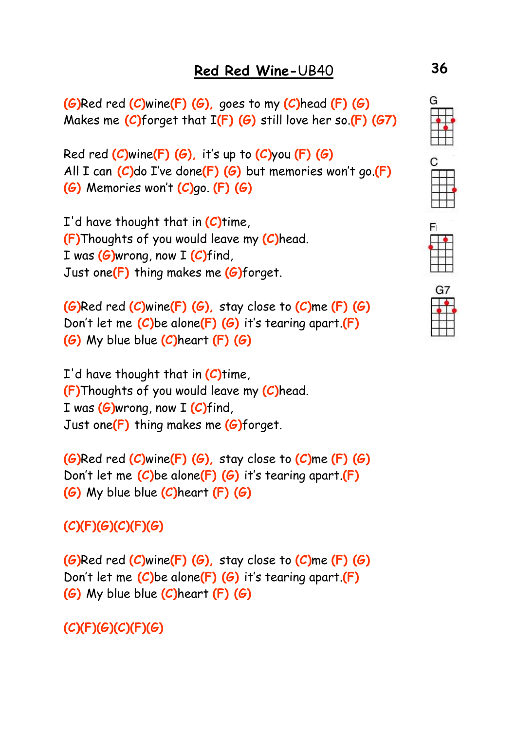# **Red Red Wine**-UB40

(G)Red red (C)wine(F) (G), goes to my (C)head (F) (G)
Makes me (C)forget that I(F) (G) still love her so.(F) (G7)

Red red (C)wine(F) (G), it's up to (C)you (F) (G)
All I can (C)do I've done(F) (G) but memories won't go.(F)
(G) Memories won't (C)go. (F) (G)

I'd have thought that in (C)time,
(F)Thoughts of you would leave my (C)head.
I was (G)wrong, now I (C)find,
Just one(F) thing makes me (G)forget.

(G)Red red (C)wine(F) (G), stay close to (C)me (F) (G)
Don't let me (C)be alone(F) (G) it's tearing apart.(F)
(G) My blue blue (C)heart (F) (G)

I'd have thought that in (C)time,
(F)Thoughts of you would leave my (C)head.
I was (G)wrong, now I (C)find,
Just one(F) thing makes me (G)forget.

(G)Red red (C)wine(F) (G), stay close to (C)me (F) (G)
Don't let me (C)be alone(F) (G) it's tearing apart.(F)
(G) My blue blue (C)heart (F) (G)

(C)(F)(G)(C)(F)(G)

(G)Red red (C)wine(F) (G), stay close to (C)me (F) (G)
Don't let me (C)be alone(F) (G) it's tearing apart.(F)
(G) My blue blue (C)heart (F) (G)

(C)(F)(G)(C)(F)(G)

G

C

F

G7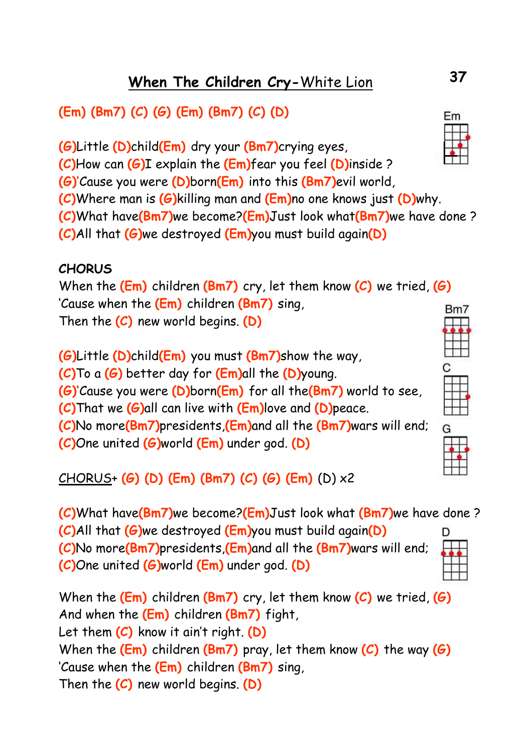# When The Children Cry-White Lion

(Em) (Bm7) (C) (G) (Em) (Bm7) (C) (D)

Em

(G)Little (D)child(Em) dry your (Bm7)crying eyes,
(C)How can (G)I explain the (Em)fear you feel (D)inside ?
(G)'Cause you were (D)born(Em) into this (Bm7)evil world,
(C)Where man is (G)killing man and (Em)no one knows just (D)why.
(C)What have(Bm7)we become?(Em)Just look what(Bm7)we have done ?
(C)All that (G)we destroyed (Em)you must build again(D)

**CHORUS**
When the (Em) children (Bm7) cry, let them know (C) we tried, (G)
'Cause when the (Em) children (Bm7) sing,
Then the (C) new world begins. (D)

Bm7

(G)Little (D)child(Em) you must (Bm7)show the way,
(C)To a (G) better day for (Em)all the (D)young.
(G)'Cause you were (D)born(Em) for all the(Bm7) world to see,
(C)That we (G)all can live with (Em)love and (D)peace.
(C)No more(Bm7)presidents,(Em)and all the (Bm7)wars will end;
(C)One united (G)world (Em) under god. (D)

C

G

CHORUS+ (G) (D) (Em) (Bm7) (C) (G) (Em) (D) x2

(C)What have(Bm7)we become?(Em)Just look what (Bm7)we have done ?
(C)All that (G)we destroyed (Em)you must build again(D)
(C)No more(Bm7)presidents,(Em)and all the (Bm7)wars will end;
(C)One united (G)world (Em) under god. (D)

D

When the (Em) children (Bm7) cry, let them know (C) we tried, (G)
And when the (Em) children (Bm7) fight,
Let them (C) know it ain't right. (D)
When the (Em) children (Bm7) pray, let them know (C) the way (G)
'Cause when the (Em) children (Bm7) sing,
Then the (C) new world begins. (D)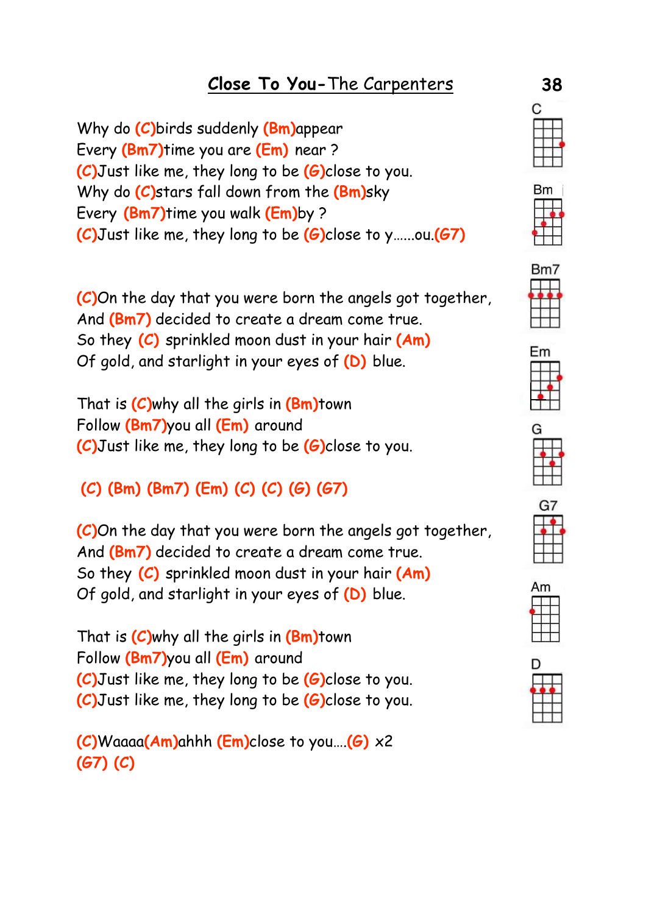# **Close To You**-The Carpenters

Why do (C)birds suddenly (Bm)appear
Every (Bm7)time you are (Em) near ?
(C)Just like me, they long to be (G)close to you.
Why do (C)stars fall down from the (Bm)sky
Every (Bm7)time you walk (Em)by ?
(C)Just like me, they long to be (G)close to y......ou.(G7)

(C)On the day that you were born the angels got together,
And (Bm7) decided to create a dream come true.
So they (C) sprinkled moon dust in your hair (Am)
Of gold, and starlight in your eyes of (D) blue.

That is (C)why all the girls in (Bm)town
Follow (Bm7)you all (Em) around
(C)Just like me, they long to be (G)close to you.

(C) (Bm) (Bm7) (Em) (C) (C) (G) (G7)

(C)On the day that you were born the angels got together,
And (Bm7) decided to create a dream come true.
So they (C) sprinkled moon dust in your hair (Am)
Of gold, and starlight in your eyes of (D) blue.

That is (C)why all the girls in (Bm)town
Follow (Bm7)you all (Em) around
(C)Just like me, they long to be (G)close to you.
(C)Just like me, they long to be (G)close to you.

(C)Waaaa(Am)ahhh (Em)close to you....(G) x2
(G7) (C)

C Bm Bm7 Em G G7 Am D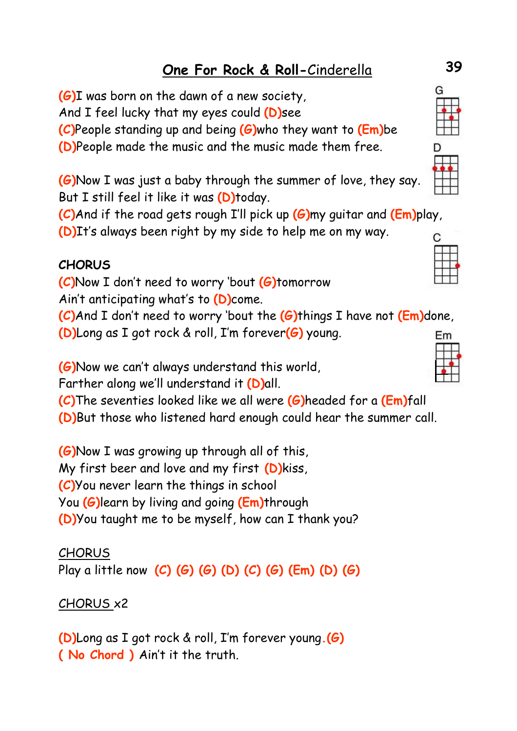# One For Rock & Roll-Cinderella

(G)I was born on the dawn of a new society,
And I feel lucky that my eyes could (D)see
(C)People standing up and being (G)who they want to (Em)be
(D)People made the music and the music made them free.

(G)Now I was just a baby through the summer of love, they say.
But I still feel it like it was (D)today.
(C)And if the road gets rough I'll pick up (G)my guitar and (Em)play,
(D)It's always been right by my side to help me on my way.

**CHORUS**
(C)Now I don't need to worry 'bout (G)tomorrow
Ain't anticipating what's to (D)come.
(C)And I don't need to worry 'bout the (G)things I have not (Em)done,
(D)Long as I got rock & roll, I'm forever(G) young.

(G)Now we can't always understand this world,
Farther along we'll understand it (D)all.
(C)The seventies looked like we all were (G)headed for a (Em)fall
(D)But those who listened hard enough could hear the summer call.

(G)Now I was growing up through all of this,
My first beer and love and my first (D)kiss,
(C)You never learn the things in school
You (G)learn by living and going (Em)through
(D)You taught me to be myself, how can I thank you?

CHORUS
Play a little now (C) (G) (G) (D) (C) (G) (Em) (D) (G)

CHORUS x2

(D)Long as I got rock & roll, I'm forever young.(G)
( No Chord ) Ain't it the truth.

G D C Em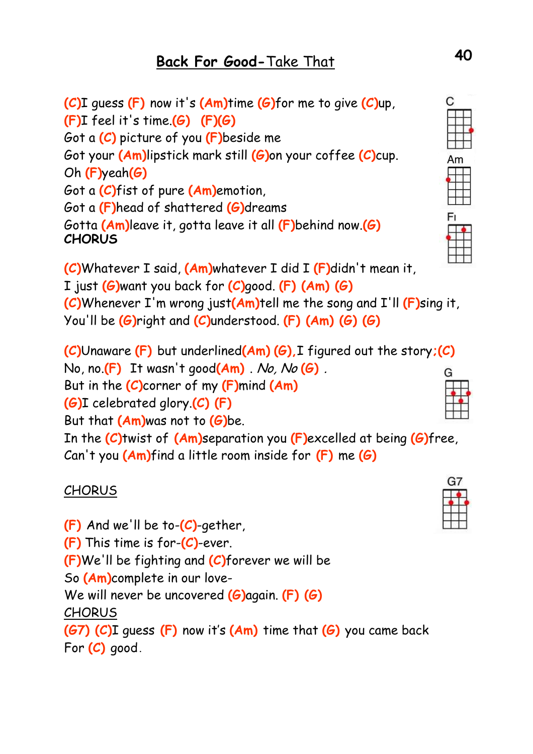# **Back For Good**-Take That

(C)I guess (F) now it's (Am)time (G)for me to give (C)up,
(F)I feel it's time.(G) (F)(G)
Got a (C) picture of you (F)beside me
Got your (Am)lipstick mark still (G)on your coffee (C)cup.
Oh (F)yeah(G)
Got a (C)fist of pure (Am)emotion,
Got a (F)head of shattered (G)dreams
Gotta (Am)leave it, gotta leave it all (F)behind now.(G)
**CHORUS**

(C)Whatever I said, (Am)whatever I did I (F)didn't mean it,
I just (G)want you back for (C)good. (F) (Am) (G)
(C)Whenever I'm wrong just(Am)tell me the song and I'll (F)sing it,
You'll be (G)right and (C)understood. (F) (Am) (G) (G)

(C)Unaware (F) but underlined(Am) (G),I figured out the story;(C)
No, no.(F) It wasn't good(Am) . *No, No* (G) .
But in the (C)corner of my (F)mind (Am)
(G)I celebrated glory.(C) (F)
But that (Am)was not to (G)be.
In the (C)twist of (Am)separation you (F)excelled at being (G)free,
Can't you (Am)find a little room inside for (F) me (G)

CHORUS

(F) And we'll be to-(C)-gether,
(F) This time is for-(C)-ever.
(F)We'll be fighting and (C)forever we will be
So (Am)complete in our love-
We will never be uncovered (G)again. (F) (G)
CHORUS
(G7) (C)I guess (F) now it's (Am) time that (G) you came back
For (C) good.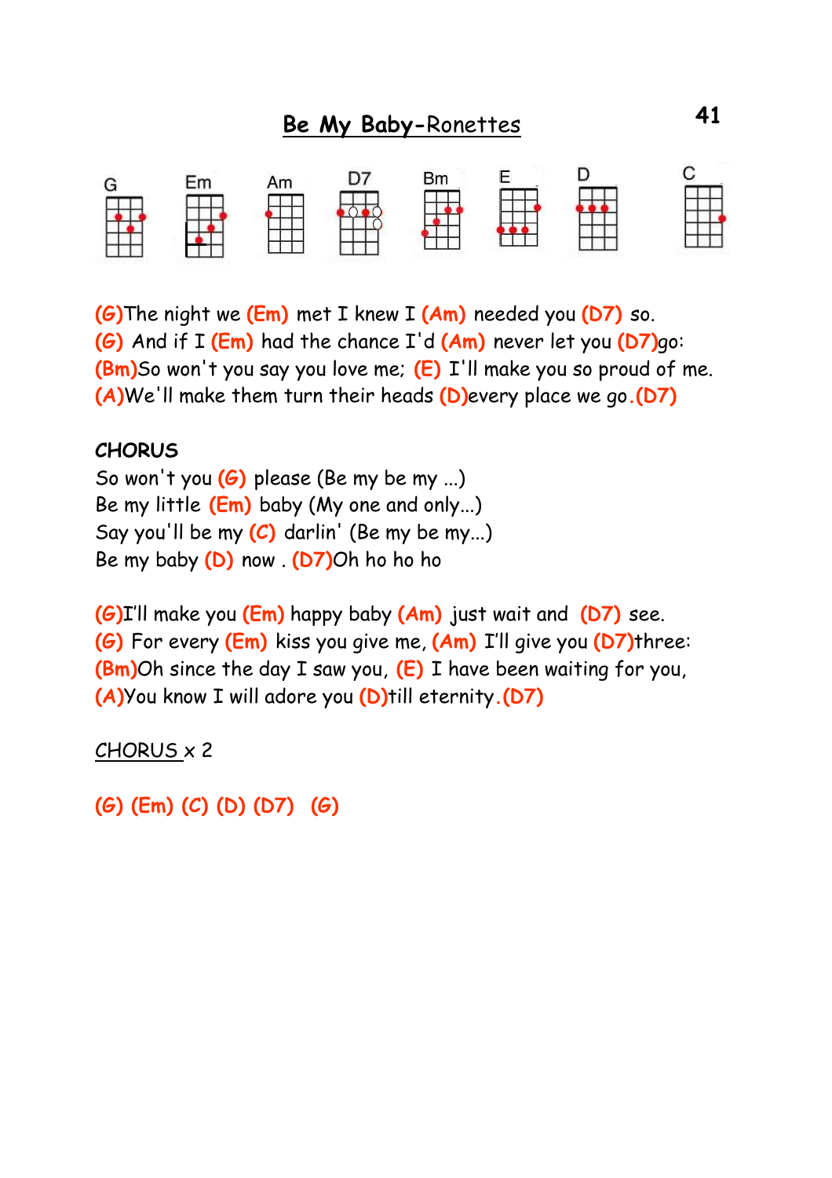# Be My Baby-Ronettes

G Em Am D7 Bm E D C

(G)The night we (Em) met I knew I (Am) needed you (D7) so.
(G) And if I (Em) had the chance I'd (Am) never let you (D7)go:
(Bm)So won't you say you love me; (E) I'll make you so proud of me.
(A)We'll make them turn their heads (D)every place we go.(D7)

**CHORUS**

So won't you (G) please (Be my be my ...)
Be my little (Em) baby (My one and only...)
Say you'll be my (C) darlin' (Be my be my...)
Be my baby (D) now . (D7)Oh ho ho ho

(G)I'll make you (Em) happy baby (Am) just wait and (D7) see.
(G) For every (Em) kiss you give me, (Am) I'll give you (D7)three:
(Bm)Oh since the day I saw you, (E) I have been waiting for you,
(A)You know I will adore you (D)till eternity.(D7)

CHORUS x 2

(G) (Em) (C) (D) (D7) (G)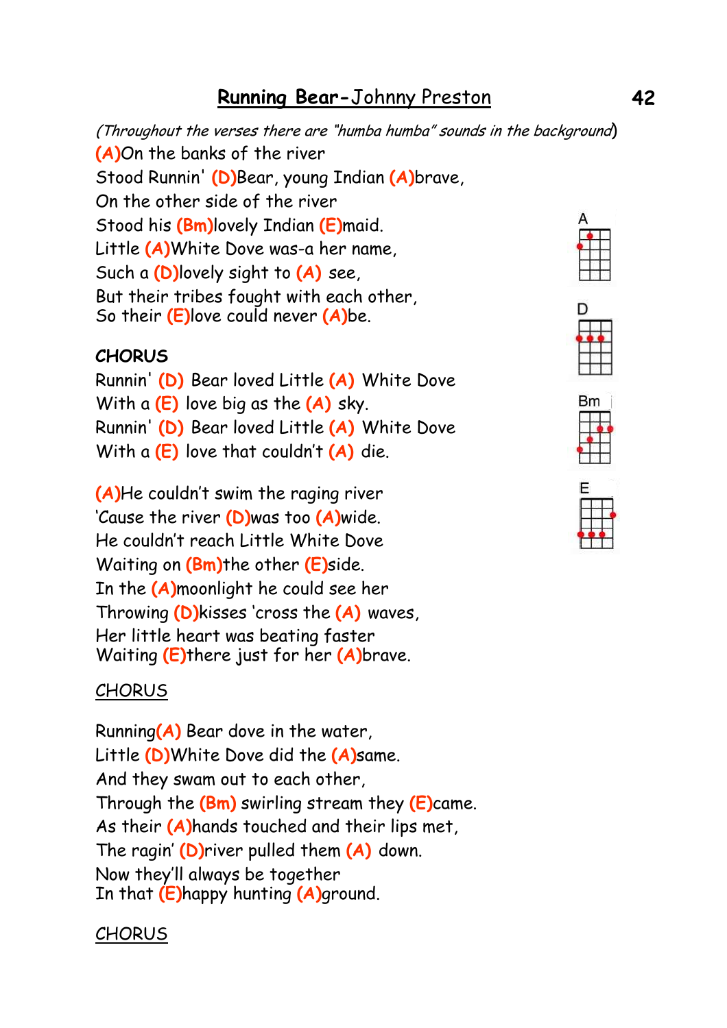# Running Bear-Johnny Preston

*(Throughout the verses there are "humba humba" sounds in the background)*

(A)On the banks of the river
Stood Runnin' (D)Bear, young Indian (A)brave,
On the other side of the river
Stood his (Bm)lovely Indian (E)maid.
Little (A)White Dove was-a her name,
Such a (D)lovely sight to (A) see,
But their tribes fought with each other,
So their (E)love could never (A)be.

A

D

Bm

E

**CHORUS**

Runnin' (D) Bear loved Little (A) White Dove
With a (E) love big as the (A) sky.
Runnin' (D) Bear loved Little (A) White Dove
With a (E) love that couldn't (A) die.

(A)He couldn't swim the raging river
'Cause the river (D)was too (A)wide.
He couldn't reach Little White Dove
Waiting on (Bm)the other (E)side.
In the (A)moonlight he could see her
Throwing (D)kisses 'cross the (A) waves,
Her little heart was beating faster
Waiting (E)there just for her (A)brave.

CHORUS

Running(A) Bear dove in the water,
Little (D)White Dove did the (A)same.
And they swam out to each other,
Through the (Bm) swirling stream they (E)came.
As their (A)hands touched and their lips met,
The ragin' (D)river pulled them (A) down.
Now they'll always be together
In that (E)happy hunting (A)ground.

CHORUS